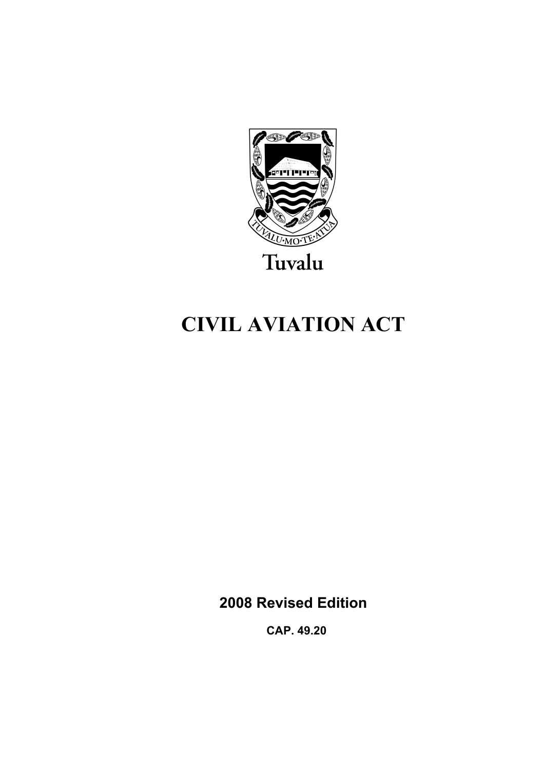TUVALU·MO·TE·ATUA

Tuvalu

# CIVIL AVIATION ACT

**2008 Revised Edition**

**CAP. 49.20**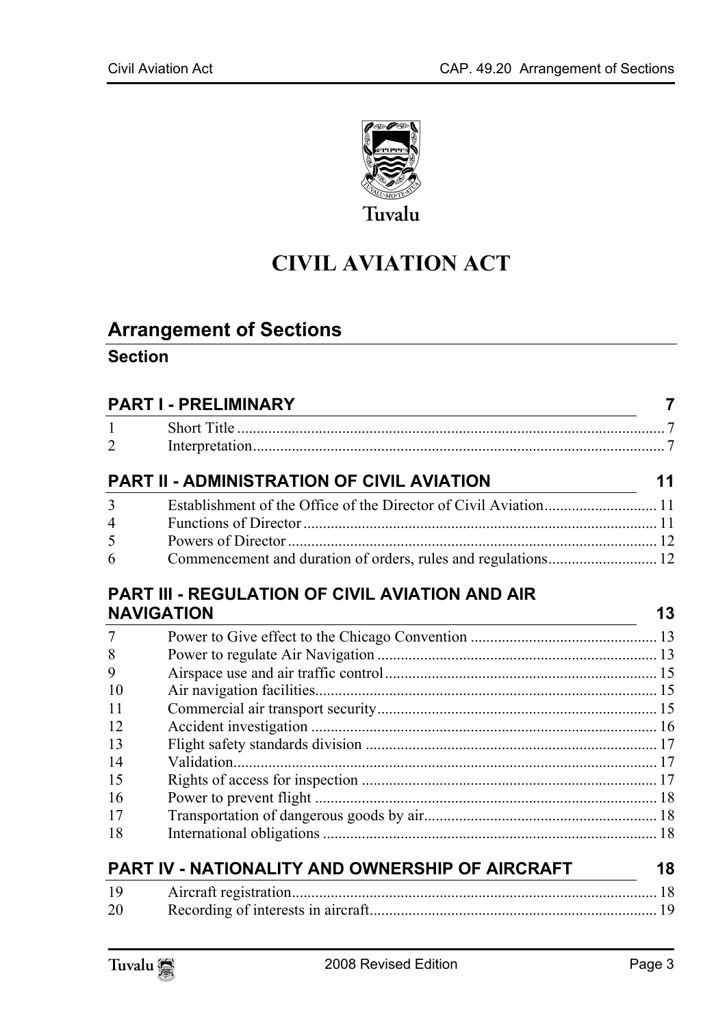# CIVIL AVIATION ACT

## Arrangement of Sections

### Section

| | PART I - PRELIMINARY | 7 |
|---|---|---|
| 1 | Short Title | 7 |
| 2 | Interpretation | 7 |
| | **PART II - ADMINISTRATION OF CIVIL AVIATION** | **11** |
| 3 | Establishment of the Office of the Director of Civil Aviation | 11 |
| 4 | Functions of Director | 11 |
| 5 | Powers of Director | 12 |
| 6 | Commencement and duration of orders, rules and regulations | 12 |
| | **PART III - REGULATION OF CIVIL AVIATION AND AIR NAVIGATION** | **13** |
| 7 | Power to Give effect to the Chicago Convention | 13 |
| 8 | Power to regulate Air Navigation | 13 |
| 9 | Airspace use and air traffic control | 15 |
| 10 | Air navigation facilities | 15 |
| 11 | Commercial air transport security | 15 |
| 12 | Accident investigation | 16 |
| 13 | Flight safety standards division | 17 |
| 14 | Validation | 17 |
| 15 | Rights of access for inspection | 17 |
| 16 | Power to prevent flight | 18 |
| 17 | Transportation of dangerous goods by air | 18 |
| 18 | International obligations | 18 |
| | **PART IV - NATIONALITY AND OWNERSHIP OF AIRCRAFT** | **18** |
| 19 | Aircraft registration | 18 |
| 20 | Recording of interests in aircraft | 19 |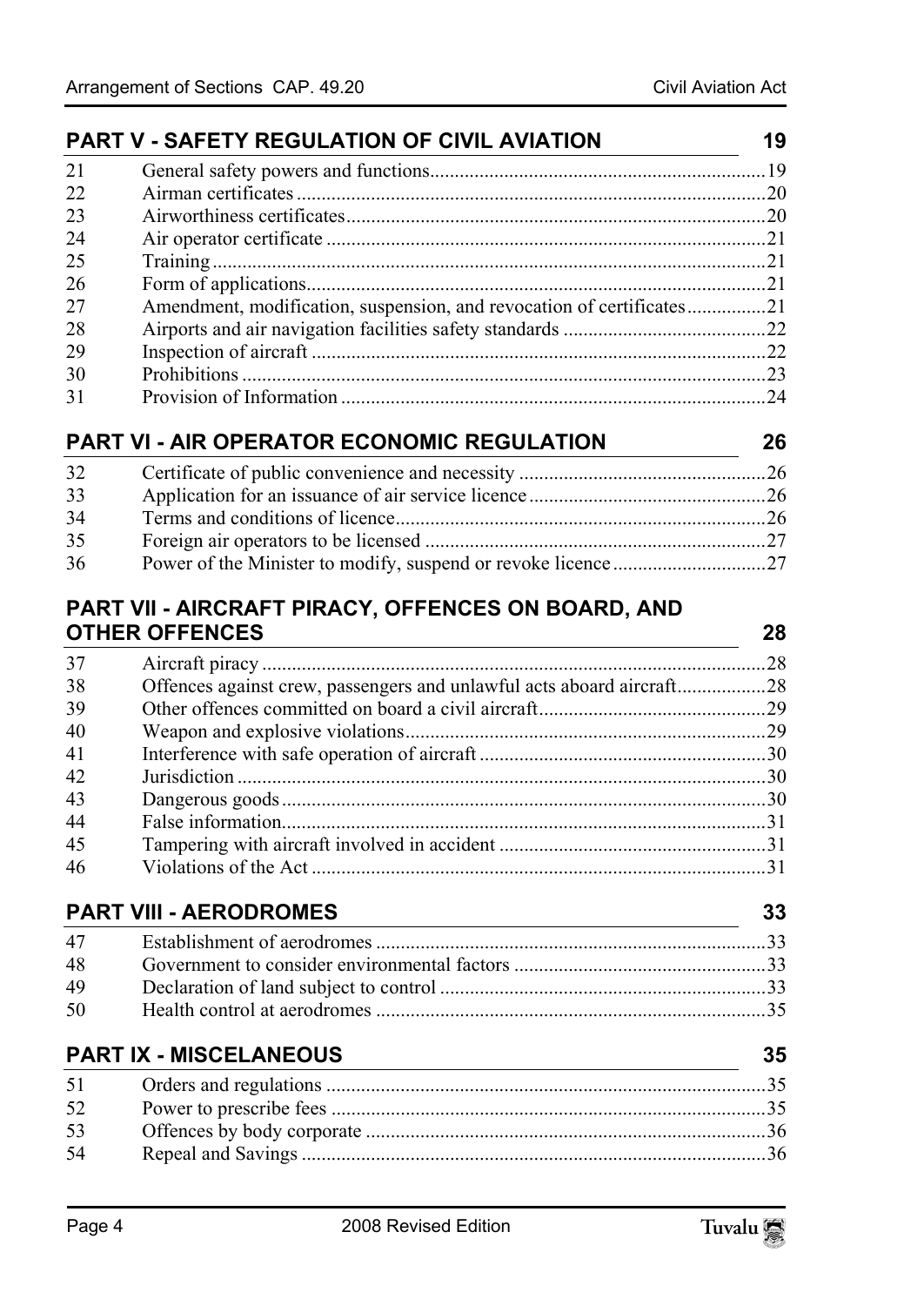## PART V - SAFETY REGULATION OF CIVIL AVIATION 19

| | | |
|---|---|---|
| 21 | General safety powers and functions | 19 |
| 22 | Airman certificates | 20 |
| 23 | Airworthiness certificates | 20 |
| 24 | Air operator certificate | 21 |
| 25 | Training | 21 |
| 26 | Form of applications | 21 |
| 27 | Amendment, modification, suspension, and revocation of certificates | 21 |
| 28 | Airports and air navigation facilities safety standards | 22 |
| 29 | Inspection of aircraft | 22 |
| 30 | Prohibitions | 23 |
| 31 | Provision of Information | 24 |

## PART VI - AIR OPERATOR ECONOMIC REGULATION 26

| | | |
|---|---|---|
| 32 | Certificate of public convenience and necessity | 26 |
| 33 | Application for an issuance of air service licence | 26 |
| 34 | Terms and conditions of licence | 26 |
| 35 | Foreign air operators to be licensed | 27 |
| 36 | Power of the Minister to modify, suspend or revoke licence | 27 |

## PART VII - AIRCRAFT PIRACY, OFFENCES ON BOARD, AND OTHER OFFENCES 28

| | | |
|---|---|---|
| 37 | Aircraft piracy | 28 |
| 38 | Offences against crew, passengers and unlawful acts aboard aircraft | 28 |
| 39 | Other offences committed on board a civil aircraft | 29 |
| 40 | Weapon and explosive violations | 29 |
| 41 | Interference with safe operation of aircraft | 30 |
| 42 | Jurisdiction | 30 |
| 43 | Dangerous goods | 30 |
| 44 | False information | 31 |
| 45 | Tampering with aircraft involved in accident | 31 |
| 46 | Violations of the Act | 31 |

## PART VIII - AERODROMES 33

| | | |
|---|---|---|
| 47 | Establishment of aerodromes | 33 |
| 48 | Government to consider environmental factors | 33 |
| 49 | Declaration of land subject to control | 33 |
| 50 | Health control at aerodromes | 35 |

## PART IX - MISCELANEOUS 35

| | | |
|---|---|---|
| 51 | Orders and regulations | 35 |
| 52 | Power to prescribe fees | 35 |
| 53 | Offences by body corporate | 36 |
| 54 | Repeal and Savings | 36 |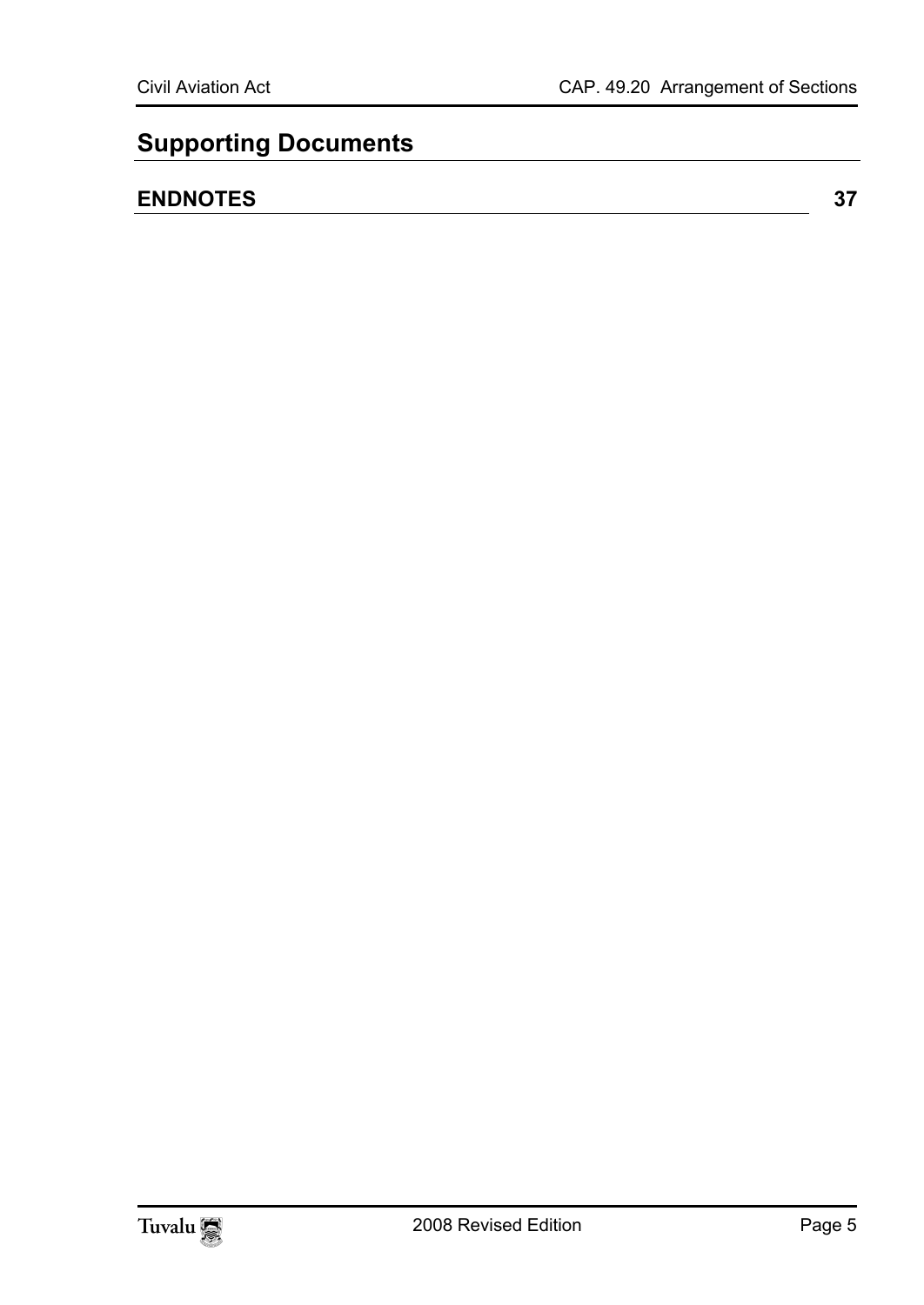## Supporting Documents

**ENDNOTES** **37**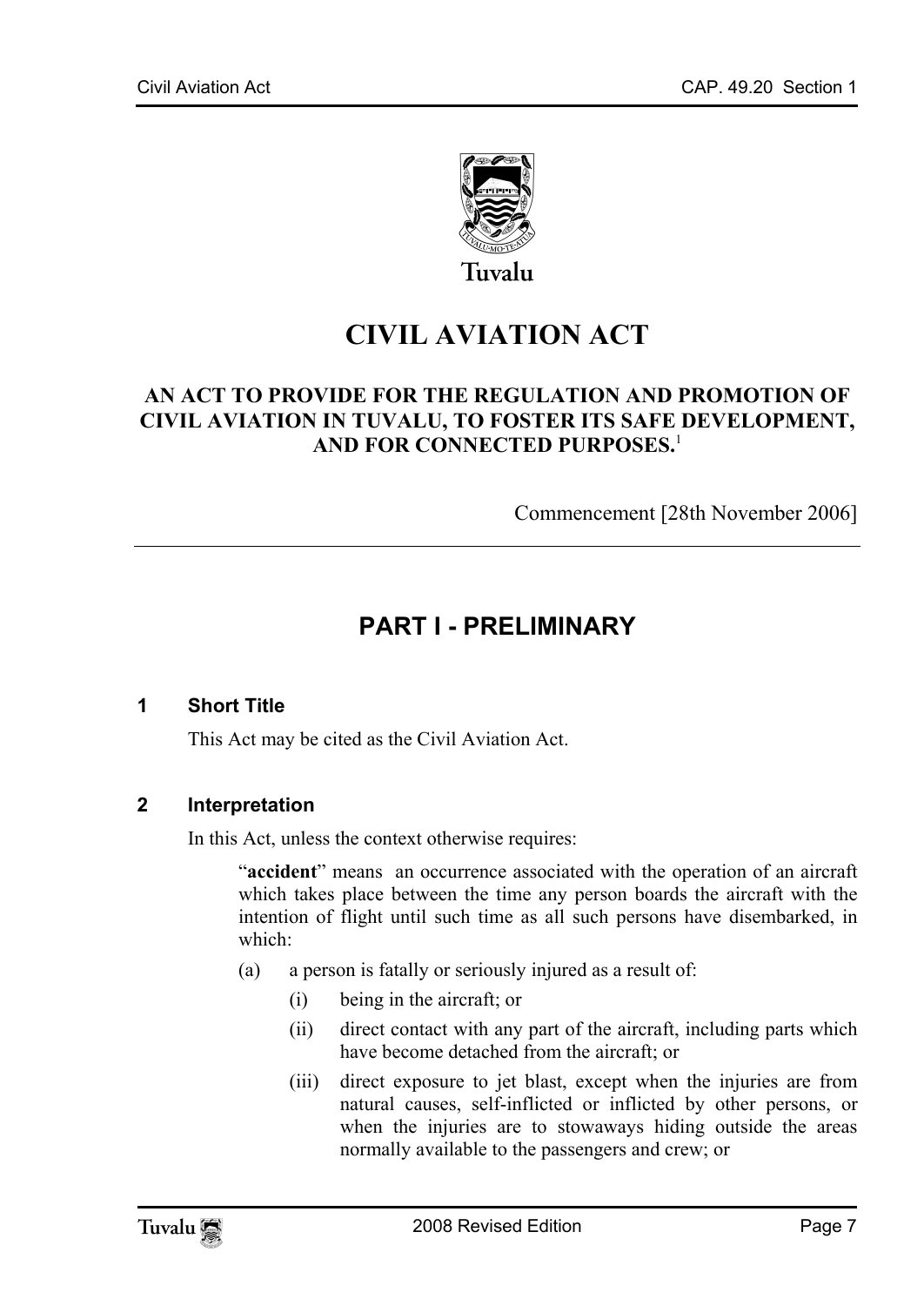# CIVIL AVIATION ACT

**AN ACT TO PROVIDE FOR THE REGULATION AND PROMOTION OF CIVIL AVIATION IN TUVALU, TO FOSTER ITS SAFE DEVELOPMENT, AND FOR CONNECTED PURPOSES.**[1]

Commencement [28th November 2006]

## PART I - PRELIMINARY

### 1 Short Title

This Act may be cited as the Civil Aviation Act.

### 2 Interpretation

In this Act, unless the context otherwise requires:

"**accident**" means an occurrence associated with the operation of an aircraft which takes place between the time any person boards the aircraft with the intention of flight until such time as all such persons have disembarked, in which:

(a) a person is fatally or seriously injured as a result of:

(i) being in the aircraft; or

(ii) direct contact with any part of the aircraft, including parts which have become detached from the aircraft; or

(iii) direct exposure to jet blast, except when the injuries are from natural causes, self-inflicted or inflicted by other persons, or when the injuries are to stowaways hiding outside the areas normally available to the passengers and crew; or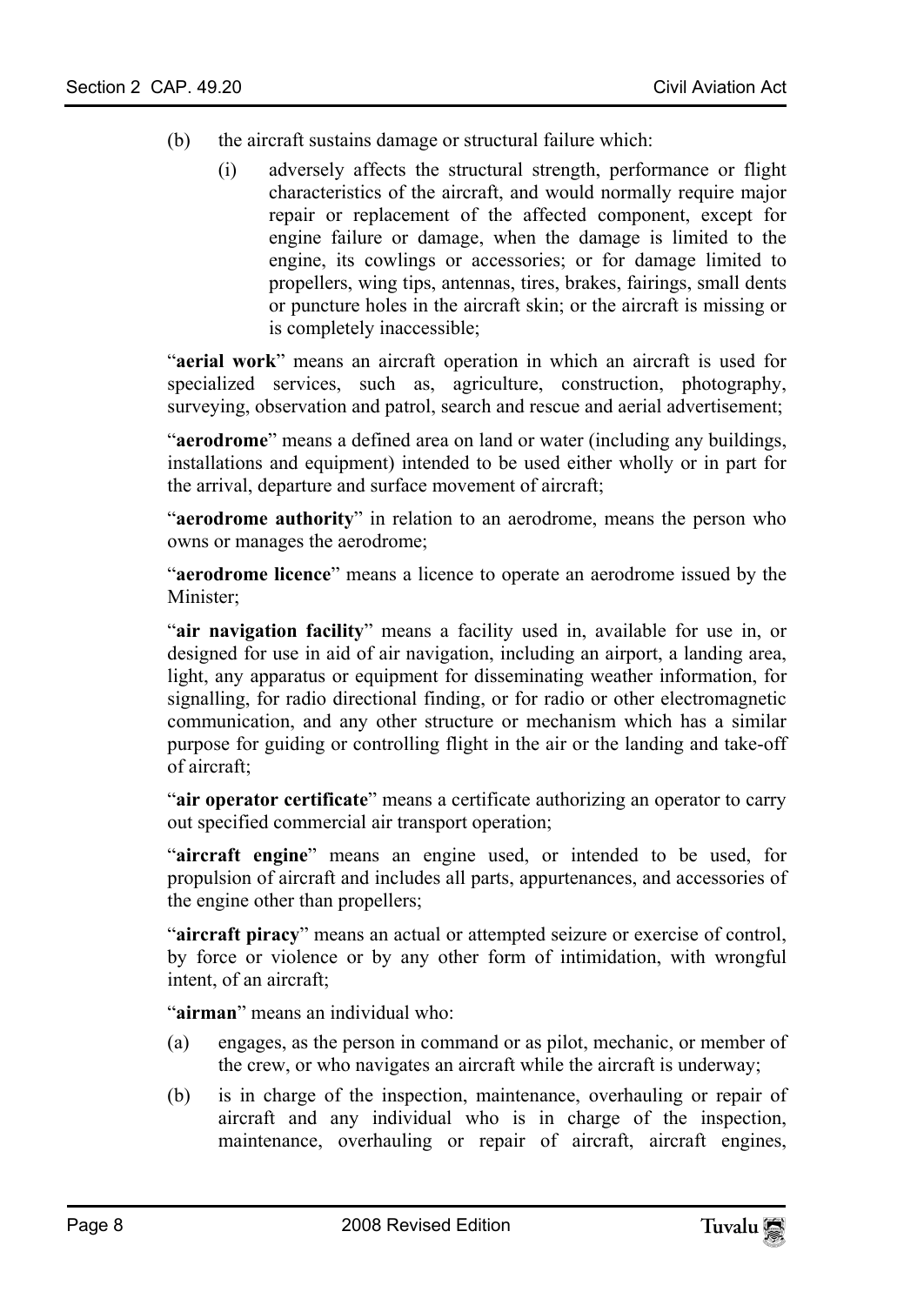(b) the aircraft sustains damage or structural failure which:

   (i) adversely affects the structural strength, performance or flight characteristics of the aircraft, and would normally require major repair or replacement of the affected component, except for engine failure or damage, when the damage is limited to the engine, its cowlings or accessories; or for damage limited to propellers, wing tips, antennas, tires, brakes, fairings, small dents or puncture holes in the aircraft skin; or the aircraft is missing or is completely inaccessible;

"**aerial work**" means an aircraft operation in which an aircraft is used for specialized services, such as, agriculture, construction, photography, surveying, observation and patrol, search and rescue and aerial advertisement;

"**aerodrome**" means a defined area on land or water (including any buildings, installations and equipment) intended to be used either wholly or in part for the arrival, departure and surface movement of aircraft;

"**aerodrome authority**" in relation to an aerodrome, means the person who owns or manages the aerodrome;

"**aerodrome licence**" means a licence to operate an aerodrome issued by the Minister;

"**air navigation facility**" means a facility used in, available for use in, or designed for use in aid of air navigation, including an airport, a landing area, light, any apparatus or equipment for disseminating weather information, for signalling, for radio directional finding, or for radio or other electromagnetic communication, and any other structure or mechanism which has a similar purpose for guiding or controlling flight in the air or the landing and take-off of aircraft;

"**air operator certificate**" means a certificate authorizing an operator to carry out specified commercial air transport operation;

"**aircraft engine**" means an engine used, or intended to be used, for propulsion of aircraft and includes all parts, appurtenances, and accessories of the engine other than propellers;

"**aircraft piracy**" means an actual or attempted seizure or exercise of control, by force or violence or by any other form of intimidation, with wrongful intent, of an aircraft;

"**airman**" means an individual who:

(a) engages, as the person in command or as pilot, mechanic, or member of the crew, or who navigates an aircraft while the aircraft is underway;

(b) is in charge of the inspection, maintenance, overhauling or repair of aircraft and any individual who is in charge of the inspection, maintenance, overhauling or repair of aircraft, aircraft engines,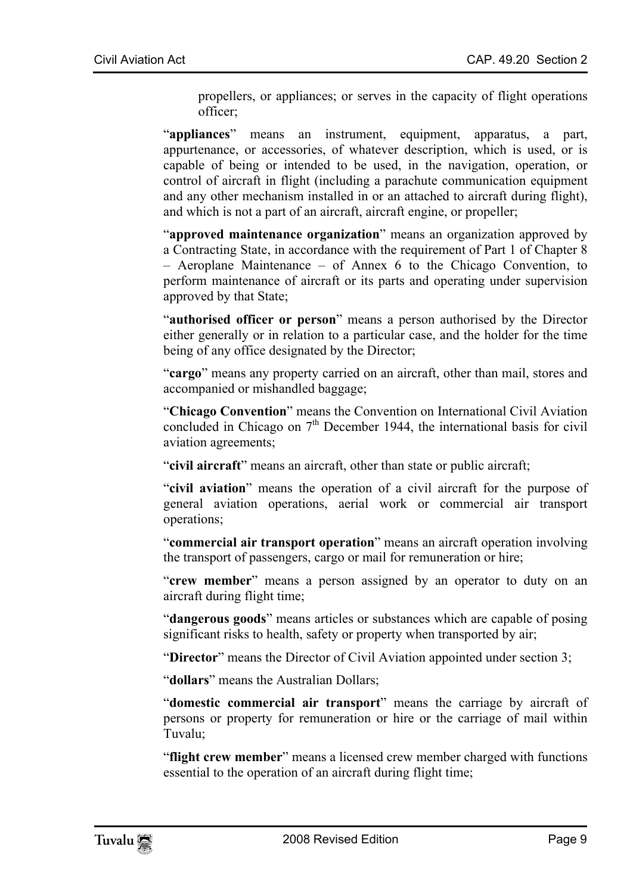propellers, or appliances; or serves in the capacity of flight operations officer;

"**appliances**" means an instrument, equipment, apparatus, a part, appurtenance, or accessories, of whatever description, which is used, or is capable of being or intended to be used, in the navigation, operation, or control of aircraft in flight (including a parachute communication equipment and any other mechanism installed in or an attached to aircraft during flight), and which is not a part of an aircraft, aircraft engine, or propeller;

"**approved maintenance organization**" means an organization approved by a Contracting State, in accordance with the requirement of Part 1 of Chapter 8 – Aeroplane Maintenance – of Annex 6 to the Chicago Convention, to perform maintenance of aircraft or its parts and operating under supervision approved by that State;

"**authorised officer or person**" means a person authorised by the Director either generally or in relation to a particular case, and the holder for the time being of any office designated by the Director;

"**cargo**" means any property carried on an aircraft, other than mail, stores and accompanied or mishandled baggage;

"**Chicago Convention**" means the Convention on International Civil Aviation concluded in Chicago on 7th December 1944, the international basis for civil aviation agreements;

"**civil aircraft**" means an aircraft, other than state or public aircraft;

"**civil aviation**" means the operation of a civil aircraft for the purpose of general aviation operations, aerial work or commercial air transport operations;

"**commercial air transport operation**" means an aircraft operation involving the transport of passengers, cargo or mail for remuneration or hire;

"**crew member**" means a person assigned by an operator to duty on an aircraft during flight time;

"**dangerous goods**" means articles or substances which are capable of posing significant risks to health, safety or property when transported by air;

"**Director**" means the Director of Civil Aviation appointed under section 3;

"**dollars**" means the Australian Dollars;

"**domestic commercial air transport**" means the carriage by aircraft of persons or property for remuneration or hire or the carriage of mail within Tuvalu;

"**flight crew member**" means a licensed crew member charged with functions essential to the operation of an aircraft during flight time;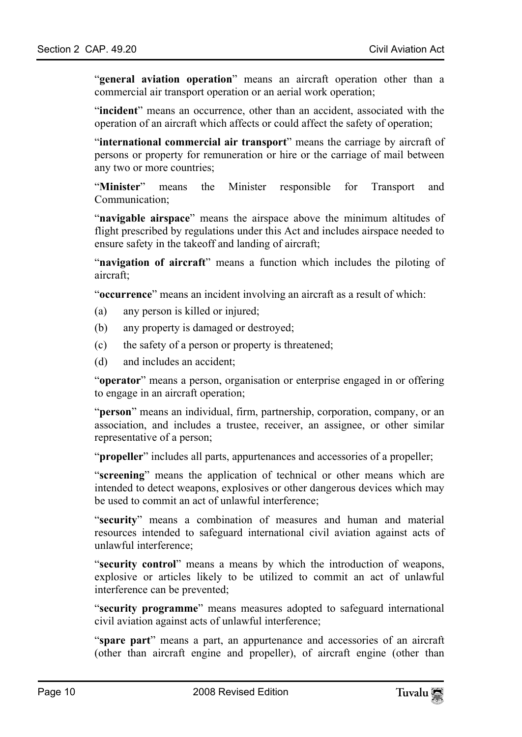"**general aviation operation**" means an aircraft operation other than a commercial air transport operation or an aerial work operation;

"**incident**" means an occurrence, other than an accident, associated with the operation of an aircraft which affects or could affect the safety of operation;

"**international commercial air transport**" means the carriage by aircraft of persons or property for remuneration or hire or the carriage of mail between any two or more countries;

"**Minister**" means the Minister responsible for Transport and Communication;

"**navigable airspace**" means the airspace above the minimum altitudes of flight prescribed by regulations under this Act and includes airspace needed to ensure safety in the takeoff and landing of aircraft;

"**navigation of aircraft**" means a function which includes the piloting of aircraft;

"**occurrence**" means an incident involving an aircraft as a result of which:

(a) any person is killed or injured;

(b) any property is damaged or destroyed;

(c) the safety of a person or property is threatened;

(d) and includes an accident;

"**operator**" means a person, organisation or enterprise engaged in or offering to engage in an aircraft operation;

"**person**" means an individual, firm, partnership, corporation, company, or an association, and includes a trustee, receiver, an assignee, or other similar representative of a person;

"**propeller**" includes all parts, appurtenances and accessories of a propeller;

"**screening**" means the application of technical or other means which are intended to detect weapons, explosives or other dangerous devices which may be used to commit an act of unlawful interference;

"**security**" means a combination of measures and human and material resources intended to safeguard international civil aviation against acts of unlawful interference;

"**security control**" means a means by which the introduction of weapons, explosive or articles likely to be utilized to commit an act of unlawful interference can be prevented;

"**security programme**" means measures adopted to safeguard international civil aviation against acts of unlawful interference;

"**spare part**" means a part, an appurtenance and accessories of an aircraft (other than aircraft engine and propeller), of aircraft engine (other than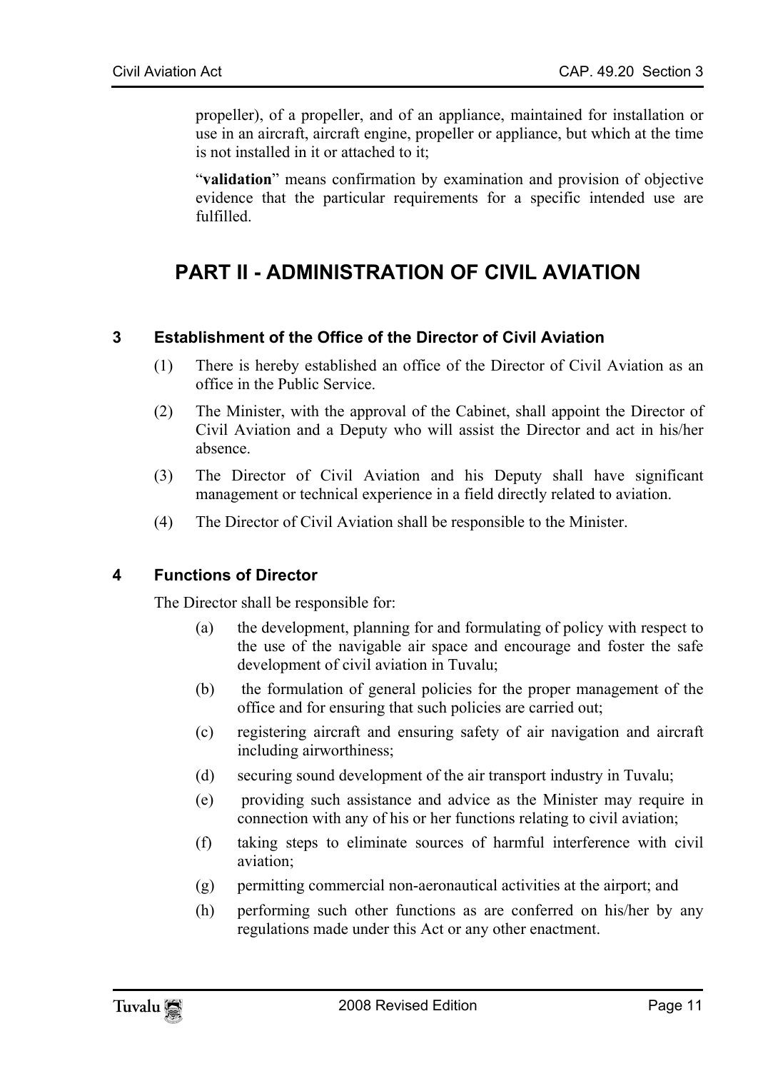propeller), of a propeller, and of an appliance, maintained for installation or use in an aircraft, aircraft engine, propeller or appliance, but which at the time is not installed in it or attached to it;

"**validation**" means confirmation by examination and provision of objective evidence that the particular requirements for a specific intended use are fulfilled.

# PART II - ADMINISTRATION OF CIVIL AVIATION

### 3 Establishment of the Office of the Director of Civil Aviation

(1) There is hereby established an office of the Director of Civil Aviation as an office in the Public Service.

(2) The Minister, with the approval of the Cabinet, shall appoint the Director of Civil Aviation and a Deputy who will assist the Director and act in his/her absence.

(3) The Director of Civil Aviation and his Deputy shall have significant management or technical experience in a field directly related to aviation.

(4) The Director of Civil Aviation shall be responsible to the Minister.

### 4 Functions of Director

The Director shall be responsible for:

(a) the development, planning for and formulating of policy with respect to the use of the navigable air space and encourage and foster the safe development of civil aviation in Tuvalu;

(b) the formulation of general policies for the proper management of the office and for ensuring that such policies are carried out;

(c) registering aircraft and ensuring safety of air navigation and aircraft including airworthiness;

(d) securing sound development of the air transport industry in Tuvalu;

(e) providing such assistance and advice as the Minister may require in connection with any of his or her functions relating to civil aviation;

(f) taking steps to eliminate sources of harmful interference with civil aviation;

(g) permitting commercial non-aeronautical activities at the airport; and

(h) performing such other functions as are conferred on his/her by any regulations made under this Act or any other enactment.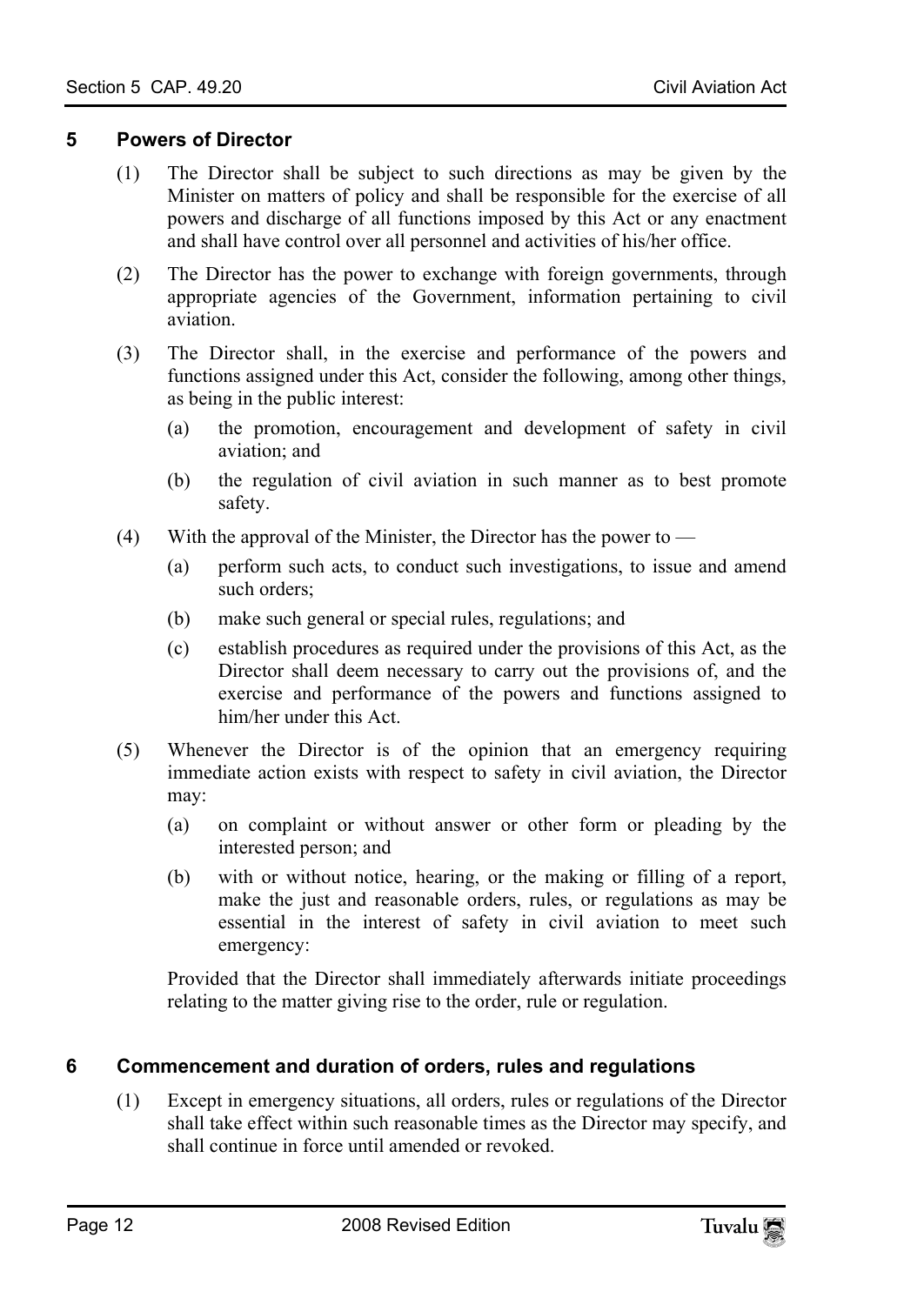## 5 Powers of Director

(1) The Director shall be subject to such directions as may be given by the Minister on matters of policy and shall be responsible for the exercise of all powers and discharge of all functions imposed by this Act or any enactment and shall have control over all personnel and activities of his/her office.

(2) The Director has the power to exchange with foreign governments, through appropriate agencies of the Government, information pertaining to civil aviation.

(3) The Director shall, in the exercise and performance of the powers and functions assigned under this Act, consider the following, among other things, as being in the public interest:

(a) the promotion, encouragement and development of safety in civil aviation; and

(b) the regulation of civil aviation in such manner as to best promote safety.

(4) With the approval of the Minister, the Director has the power to —

(a) perform such acts, to conduct such investigations, to issue and amend such orders;

(b) make such general or special rules, regulations; and

(c) establish procedures as required under the provisions of this Act, as the Director shall deem necessary to carry out the provisions of, and the exercise and performance of the powers and functions assigned to him/her under this Act.

(5) Whenever the Director is of the opinion that an emergency requiring immediate action exists with respect to safety in civil aviation, the Director may:

(a) on complaint or without answer or other form or pleading by the interested person; and

(b) with or without notice, hearing, or the making or filling of a report, make the just and reasonable orders, rules, or regulations as may be essential in the interest of safety in civil aviation to meet such emergency:

Provided that the Director shall immediately afterwards initiate proceedings relating to the matter giving rise to the order, rule or regulation.

## 6 Commencement and duration of orders, rules and regulations

(1) Except in emergency situations, all orders, rules or regulations of the Director shall take effect within such reasonable times as the Director may specify, and shall continue in force until amended or revoked.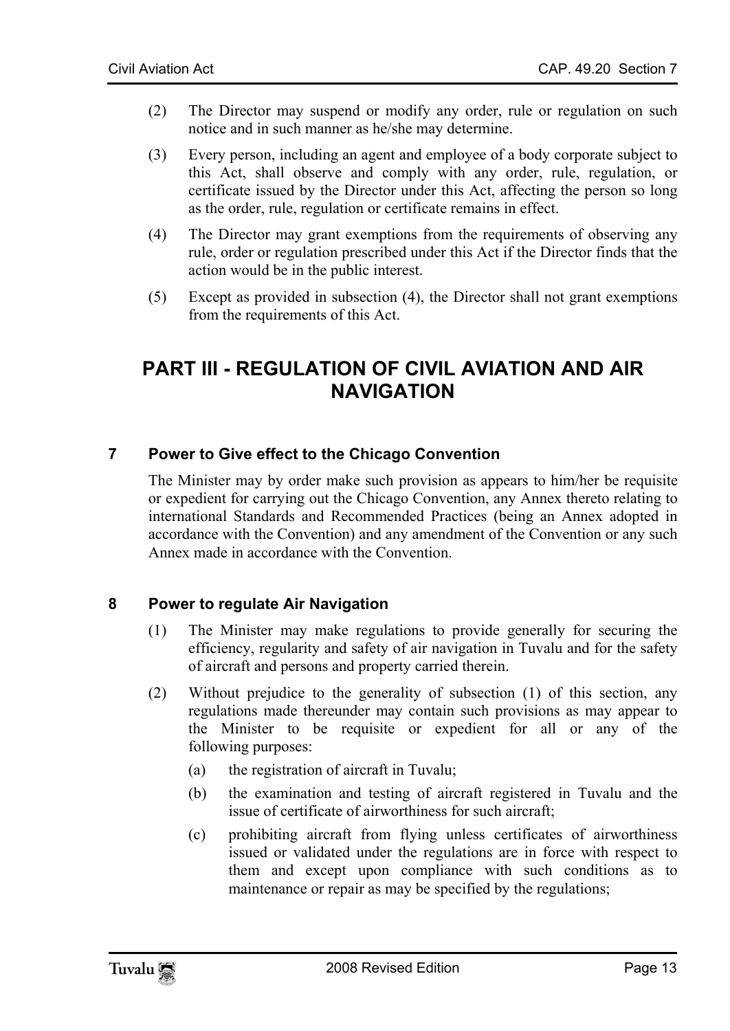(2) The Director may suspend or modify any order, rule or regulation on such notice and in such manner as he/she may determine.

(3) Every person, including an agent and employee of a body corporate subject to this Act, shall observe and comply with any order, rule, regulation, or certificate issued by the Director under this Act, affecting the person so long as the order, rule, regulation or certificate remains in effect.

(4) The Director may grant exemptions from the requirements of observing any rule, order or regulation prescribed under this Act if the Director finds that the action would be in the public interest.

(5) Except as provided in subsection (4), the Director shall not grant exemptions from the requirements of this Act.

# PART III - REGULATION OF CIVIL AVIATION AND AIR NAVIGATION

### 7 Power to Give effect to the Chicago Convention

The Minister may by order make such provision as appears to him/her be requisite or expedient for carrying out the Chicago Convention, any Annex thereto relating to international Standards and Recommended Practices (being an Annex adopted in accordance with the Convention) and any amendment of the Convention or any such Annex made in accordance with the Convention.

### 8 Power to regulate Air Navigation

(1) The Minister may make regulations to provide generally for securing the efficiency, regularity and safety of air navigation in Tuvalu and for the safety of aircraft and persons and property carried therein.

(2) Without prejudice to the generality of subsection (1) of this section, any regulations made thereunder may contain such provisions as may appear to the Minister to be requisite or expedient for all or any of the following purposes:

(a) the registration of aircraft in Tuvalu;

(b) the examination and testing of aircraft registered in Tuvalu and the issue of certificate of airworthiness for such aircraft;

(c) prohibiting aircraft from flying unless certificates of airworthiness issued or validated under the regulations are in force with respect to them and except upon compliance with such conditions as to maintenance or repair as may be specified by the regulations;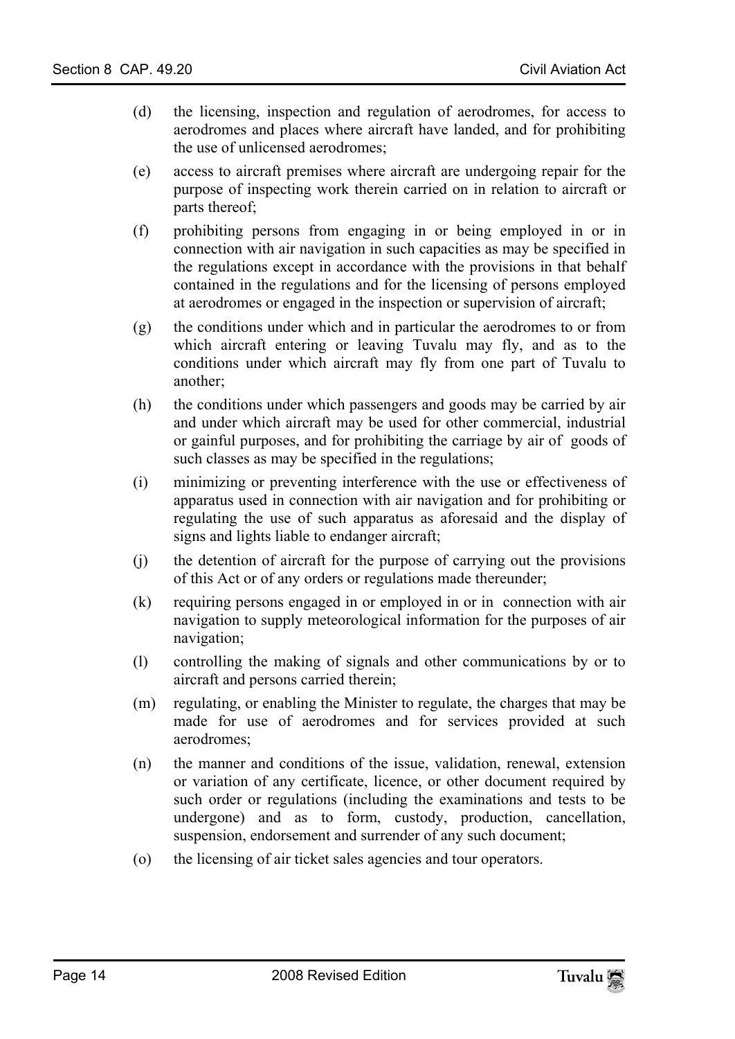(d) the licensing, inspection and regulation of aerodromes, for access to aerodromes and places where aircraft have landed, and for prohibiting the use of unlicensed aerodromes;

(e) access to aircraft premises where aircraft are undergoing repair for the purpose of inspecting work therein carried on in relation to aircraft or parts thereof;

(f) prohibiting persons from engaging in or being employed in or in connection with air navigation in such capacities as may be specified in the regulations except in accordance with the provisions in that behalf contained in the regulations and for the licensing of persons employed at aerodromes or engaged in the inspection or supervision of aircraft;

(g) the conditions under which and in particular the aerodromes to or from which aircraft entering or leaving Tuvalu may fly, and as to the conditions under which aircraft may fly from one part of Tuvalu to another;

(h) the conditions under which passengers and goods may be carried by air and under which aircraft may be used for other commercial, industrial or gainful purposes, and for prohibiting the carriage by air of goods of such classes as may be specified in the regulations;

(i) minimizing or preventing interference with the use or effectiveness of apparatus used in connection with air navigation and for prohibiting or regulating the use of such apparatus as aforesaid and the display of signs and lights liable to endanger aircraft;

(j) the detention of aircraft for the purpose of carrying out the provisions of this Act or of any orders or regulations made thereunder;

(k) requiring persons engaged in or employed in or in connection with air navigation to supply meteorological information for the purposes of air navigation;

(l) controlling the making of signals and other communications by or to aircraft and persons carried therein;

(m) regulating, or enabling the Minister to regulate, the charges that may be made for use of aerodromes and for services provided at such aerodromes;

(n) the manner and conditions of the issue, validation, renewal, extension or variation of any certificate, licence, or other document required by such order or regulations (including the examinations and tests to be undergone) and as to form, custody, production, cancellation, suspension, endorsement and surrender of any such document;

(o) the licensing of air ticket sales agencies and tour operators.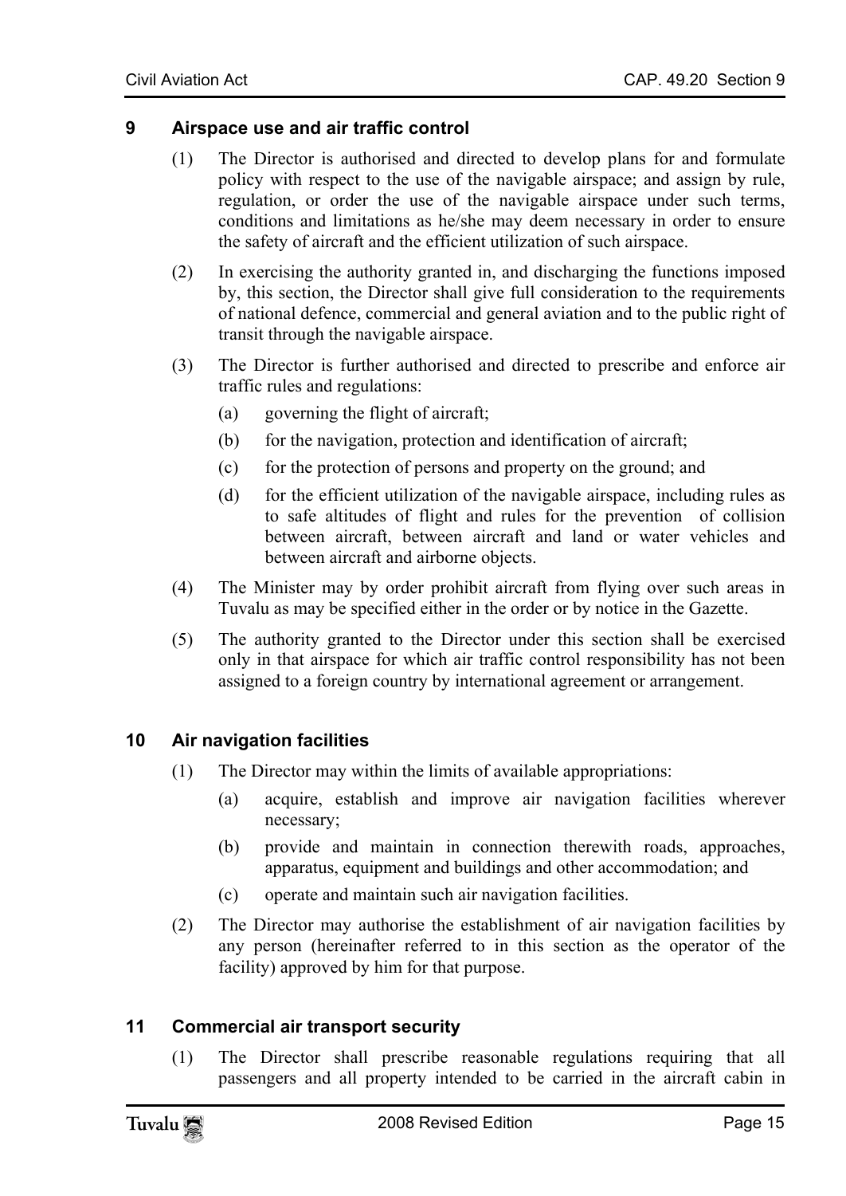## 9 Airspace use and air traffic control

(1) The Director is authorised and directed to develop plans for and formulate policy with respect to the use of the navigable airspace; and assign by rule, regulation, or order the use of the navigable airspace under such terms, conditions and limitations as he/she may deem necessary in order to ensure the safety of aircraft and the efficient utilization of such airspace.

(2) In exercising the authority granted in, and discharging the functions imposed by, this section, the Director shall give full consideration to the requirements of national defence, commercial and general aviation and to the public right of transit through the navigable airspace.

(3) The Director is further authorised and directed to prescribe and enforce air traffic rules and regulations:

- (a) governing the flight of aircraft;
- (b) for the navigation, protection and identification of aircraft;
- (c) for the protection of persons and property on the ground; and
- (d) for the efficient utilization of the navigable airspace, including rules as to safe altitudes of flight and rules for the prevention of collision between aircraft, between aircraft and land or water vehicles and between aircraft and airborne objects.

(4) The Minister may by order prohibit aircraft from flying over such areas in Tuvalu as may be specified either in the order or by notice in the Gazette.

(5) The authority granted to the Director under this section shall be exercised only in that airspace for which air traffic control responsibility has not been assigned to a foreign country by international agreement or arrangement.

## 10 Air navigation facilities

(1) The Director may within the limits of available appropriations:

- (a) acquire, establish and improve air navigation facilities wherever necessary;
- (b) provide and maintain in connection therewith roads, approaches, apparatus, equipment and buildings and other accommodation; and
- (c) operate and maintain such air navigation facilities.

(2) The Director may authorise the establishment of air navigation facilities by any person (hereinafter referred to in this section as the operator of the facility) approved by him for that purpose.

## 11 Commercial air transport security

(1) The Director shall prescribe reasonable regulations requiring that all passengers and all property intended to be carried in the aircraft cabin in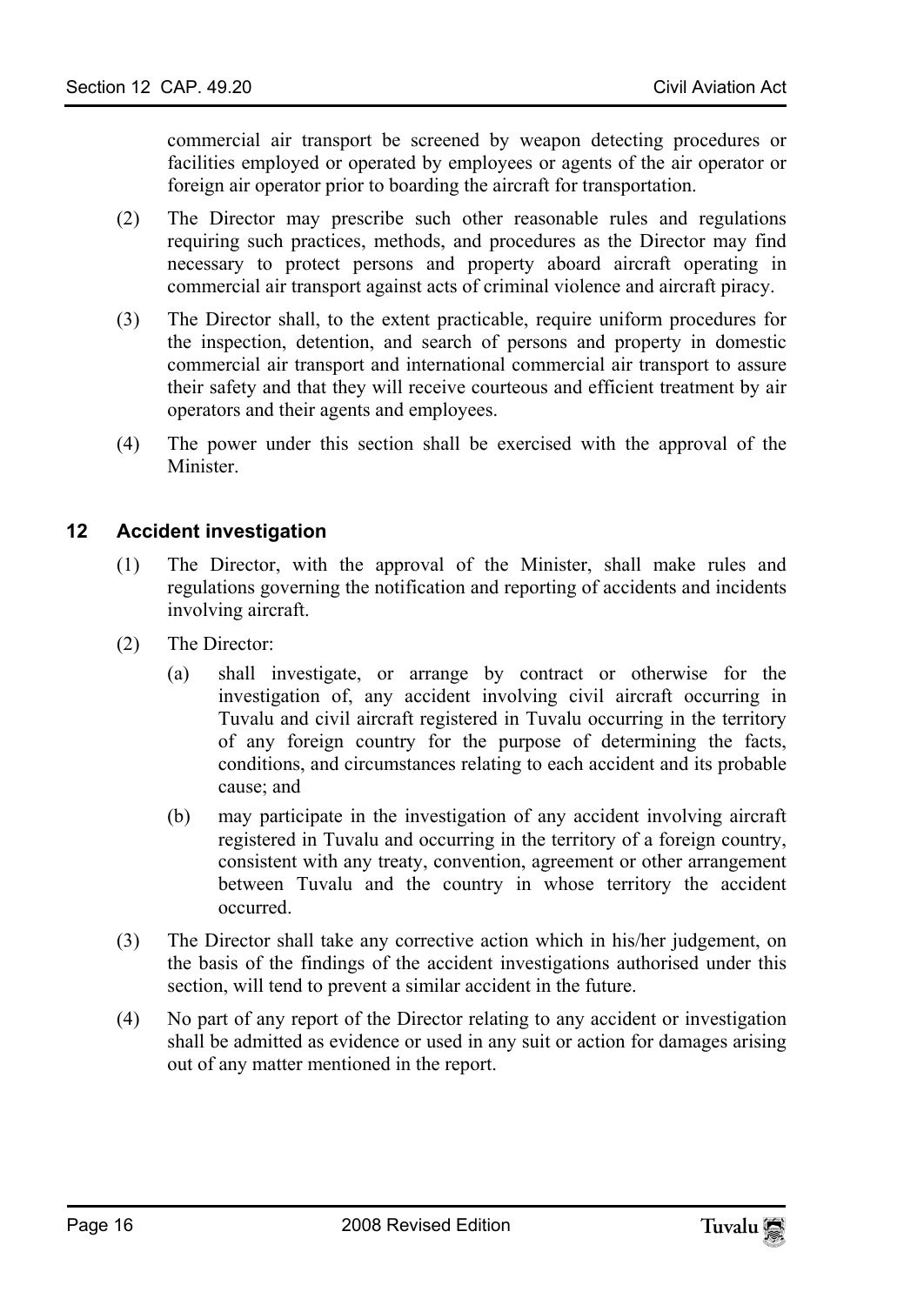commercial air transport be screened by weapon detecting procedures or facilities employed or operated by employees or agents of the air operator or foreign air operator prior to boarding the aircraft for transportation.

(2) The Director may prescribe such other reasonable rules and regulations requiring such practices, methods, and procedures as the Director may find necessary to protect persons and property aboard aircraft operating in commercial air transport against acts of criminal violence and aircraft piracy.

(3) The Director shall, to the extent practicable, require uniform procedures for the inspection, detention, and search of persons and property in domestic commercial air transport and international commercial air transport to assure their safety and that they will receive courteous and efficient treatment by air operators and their agents and employees.

(4) The power under this section shall be exercised with the approval of the Minister.

## 12 Accident investigation

(1) The Director, with the approval of the Minister, shall make rules and regulations governing the notification and reporting of accidents and incidents involving aircraft.

(2) The Director:

(a) shall investigate, or arrange by contract or otherwise for the investigation of, any accident involving civil aircraft occurring in Tuvalu and civil aircraft registered in Tuvalu occurring in the territory of any foreign country for the purpose of determining the facts, conditions, and circumstances relating to each accident and its probable cause; and

(b) may participate in the investigation of any accident involving aircraft registered in Tuvalu and occurring in the territory of a foreign country, consistent with any treaty, convention, agreement or other arrangement between Tuvalu and the country in whose territory the accident occurred.

(3) The Director shall take any corrective action which in his/her judgement, on the basis of the findings of the accident investigations authorised under this section, will tend to prevent a similar accident in the future.

(4) No part of any report of the Director relating to any accident or investigation shall be admitted as evidence or used in any suit or action for damages arising out of any matter mentioned in the report.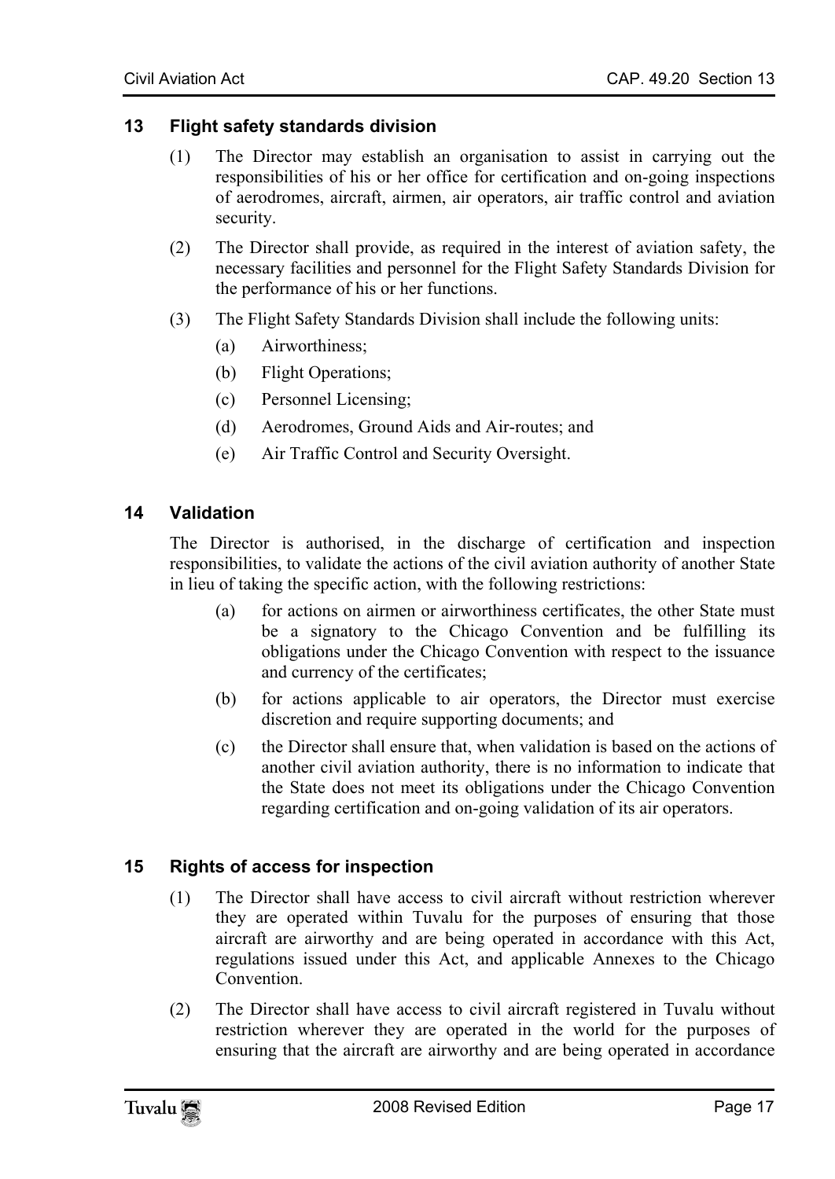## 13 Flight safety standards division

(1) The Director may establish an organisation to assist in carrying out the responsibilities of his or her office for certification and on-going inspections of aerodromes, aircraft, airmen, air operators, air traffic control and aviation security.

(2) The Director shall provide, as required in the interest of aviation safety, the necessary facilities and personnel for the Flight Safety Standards Division for the performance of his or her functions.

(3) The Flight Safety Standards Division shall include the following units:

(a) Airworthiness;

(b) Flight Operations;

(c) Personnel Licensing;

(d) Aerodromes, Ground Aids and Air-routes; and

(e) Air Traffic Control and Security Oversight.

## 14 Validation

The Director is authorised, in the discharge of certification and inspection responsibilities, to validate the actions of the civil aviation authority of another State in lieu of taking the specific action, with the following restrictions:

(a) for actions on airmen or airworthiness certificates, the other State must be a signatory to the Chicago Convention and be fulfilling its obligations under the Chicago Convention with respect to the issuance and currency of the certificates;

(b) for actions applicable to air operators, the Director must exercise discretion and require supporting documents; and

(c) the Director shall ensure that, when validation is based on the actions of another civil aviation authority, there is no information to indicate that the State does not meet its obligations under the Chicago Convention regarding certification and on-going validation of its air operators.

## 15 Rights of access for inspection

(1) The Director shall have access to civil aircraft without restriction wherever they are operated within Tuvalu for the purposes of ensuring that those aircraft are airworthy and are being operated in accordance with this Act, regulations issued under this Act, and applicable Annexes to the Chicago Convention.

(2) The Director shall have access to civil aircraft registered in Tuvalu without restriction wherever they are operated in the world for the purposes of ensuring that the aircraft are airworthy and are being operated in accordance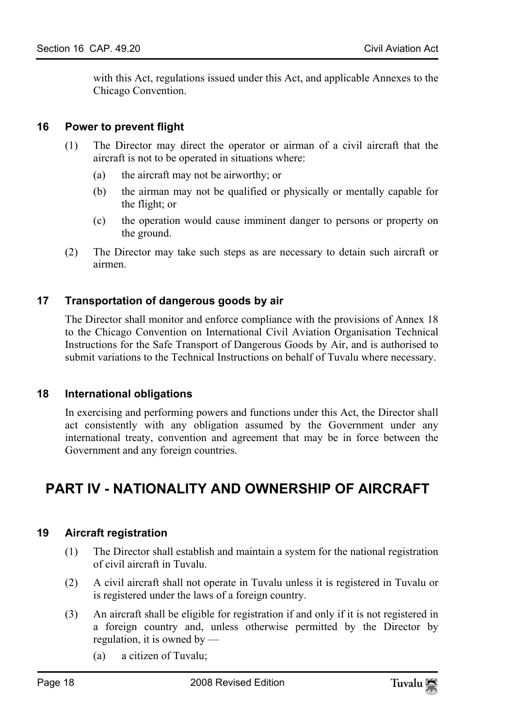with this Act, regulations issued under this Act, and applicable Annexes to the Chicago Convention.

### 16 Power to prevent flight

(1) The Director may direct the operator or airman of a civil aircraft that the aircraft is not to be operated in situations where:

(a) the aircraft may not be airworthy; or

(b) the airman may not be qualified or physically or mentally capable for the flight; or

(c) the operation would cause imminent danger to persons or property on the ground.

(2) The Director may take such steps as are necessary to detain such aircraft or airmen.

### 17 Transportation of dangerous goods by air

The Director shall monitor and enforce compliance with the provisions of Annex 18 to the Chicago Convention on International Civil Aviation Organisation Technical Instructions for the Safe Transport of Dangerous Goods by Air, and is authorised to submit variations to the Technical Instructions on behalf of Tuvalu where necessary.

### 18 International obligations

In exercising and performing powers and functions under this Act, the Director shall act consistently with any obligation assumed by the Government under any international treaty, convention and agreement that may be in force between the Government and any foreign countries.

## PART IV - NATIONALITY AND OWNERSHIP OF AIRCRAFT

### 19 Aircraft registration

(1) The Director shall establish and maintain a system for the national registration of civil aircraft in Tuvalu.

(2) A civil aircraft shall not operate in Tuvalu unless it is registered in Tuvalu or is registered under the laws of a foreign country.

(3) An aircraft shall be eligible for registration if and only if it is not registered in a foreign country and, unless otherwise permitted by the Director by regulation, it is owned by —

(a) a citizen of Tuvalu;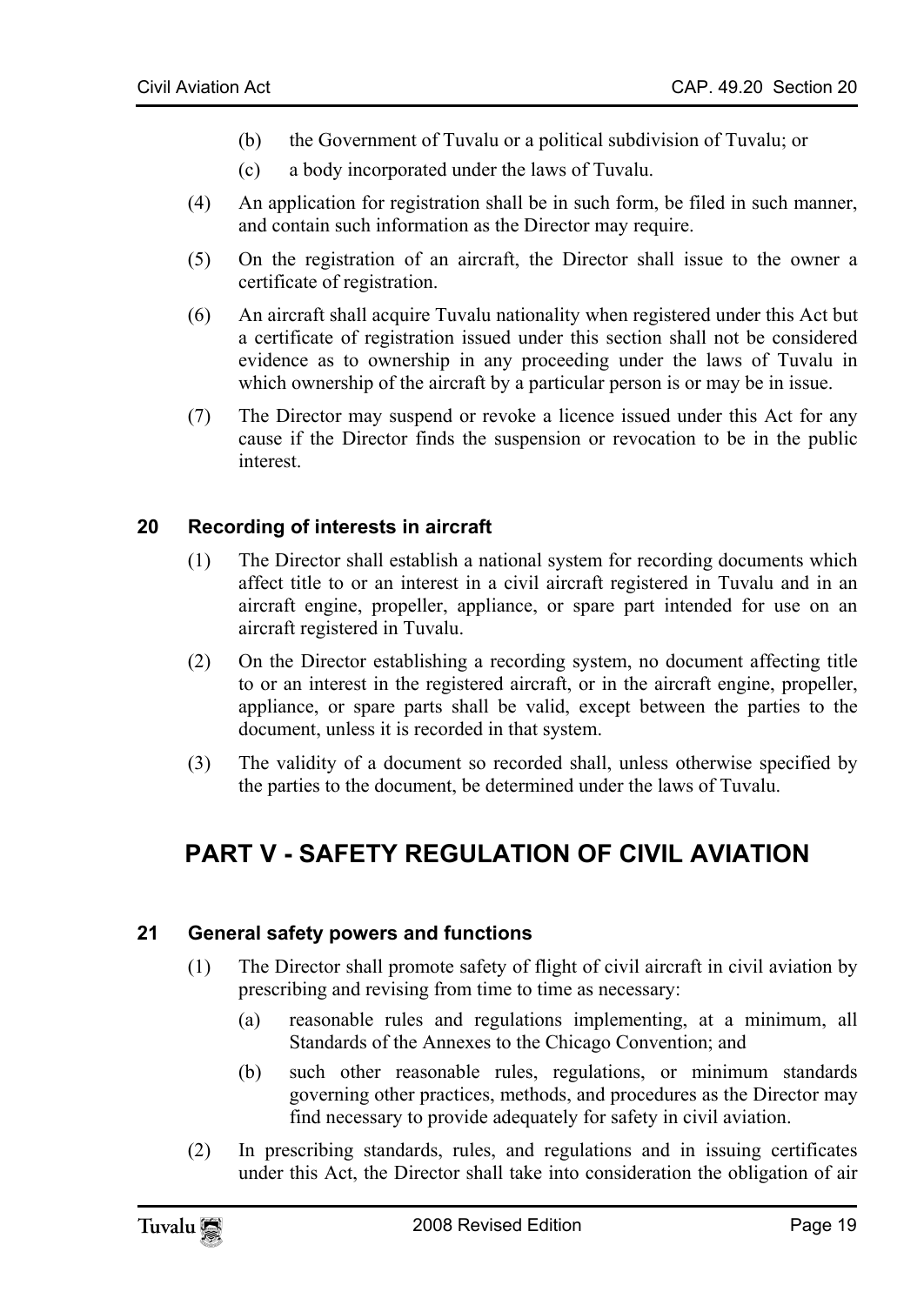(b) the Government of Tuvalu or a political subdivision of Tuvalu; or

(c) a body incorporated under the laws of Tuvalu.

(4) An application for registration shall be in such form, be filed in such manner, and contain such information as the Director may require.

(5) On the registration of an aircraft, the Director shall issue to the owner a certificate of registration.

(6) An aircraft shall acquire Tuvalu nationality when registered under this Act but a certificate of registration issued under this section shall not be considered evidence as to ownership in any proceeding under the laws of Tuvalu in which ownership of the aircraft by a particular person is or may be in issue.

(7) The Director may suspend or revoke a licence issued under this Act for any cause if the Director finds the suspension or revocation to be in the public interest.

### 20 Recording of interests in aircraft

(1) The Director shall establish a national system for recording documents which affect title to or an interest in a civil aircraft registered in Tuvalu and in an aircraft engine, propeller, appliance, or spare part intended for use on an aircraft registered in Tuvalu.

(2) On the Director establishing a recording system, no document affecting title to or an interest in the registered aircraft, or in the aircraft engine, propeller, appliance, or spare parts shall be valid, except between the parties to the document, unless it is recorded in that system.

(3) The validity of a document so recorded shall, unless otherwise specified by the parties to the document, be determined under the laws of Tuvalu.

## PART V - SAFETY REGULATION OF CIVIL AVIATION

### 21 General safety powers and functions

(1) The Director shall promote safety of flight of civil aircraft in civil aviation by prescribing and revising from time to time as necessary:

(a) reasonable rules and regulations implementing, at a minimum, all Standards of the Annexes to the Chicago Convention; and

(b) such other reasonable rules, regulations, or minimum standards governing other practices, methods, and procedures as the Director may find necessary to provide adequately for safety in civil aviation.

(2) In prescribing standards, rules, and regulations and in issuing certificates under this Act, the Director shall take into consideration the obligation of air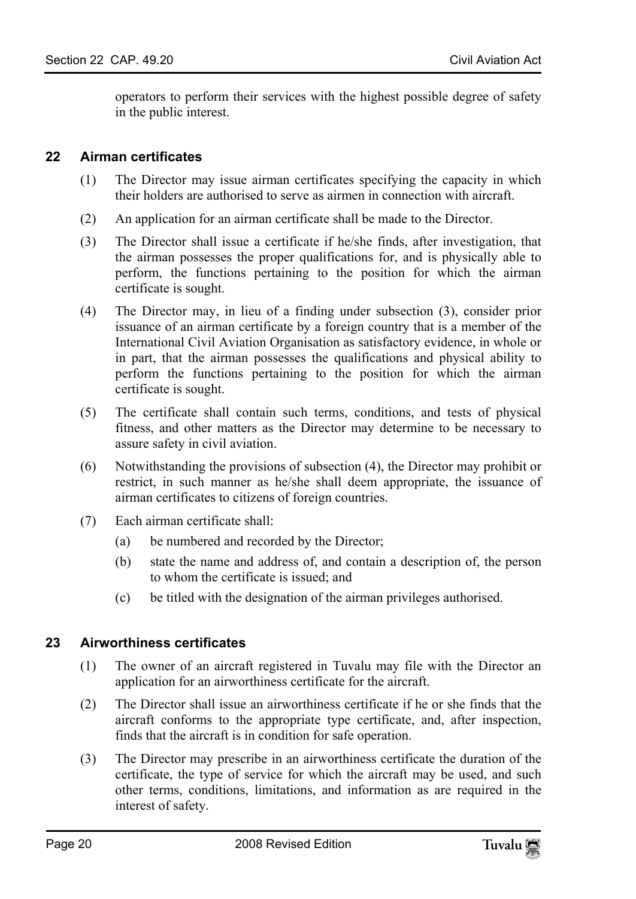operators to perform their services with the highest possible degree of safety in the public interest.

### 22 Airman certificates

(1) The Director may issue airman certificates specifying the capacity in which their holders are authorised to serve as airmen in connection with aircraft.

(2) An application for an airman certificate shall be made to the Director.

(3) The Director shall issue a certificate if he/she finds, after investigation, that the airman possesses the proper qualifications for, and is physically able to perform, the functions pertaining to the position for which the airman certificate is sought.

(4) The Director may, in lieu of a finding under subsection (3), consider prior issuance of an airman certificate by a foreign country that is a member of the International Civil Aviation Organisation as satisfactory evidence, in whole or in part, that the airman possesses the qualifications and physical ability to perform the functions pertaining to the position for which the airman certificate is sought.

(5) The certificate shall contain such terms, conditions, and tests of physical fitness, and other matters as the Director may determine to be necessary to assure safety in civil aviation.

(6) Notwithstanding the provisions of subsection (4), the Director may prohibit or restrict, in such manner as he/she shall deem appropriate, the issuance of airman certificates to citizens of foreign countries.

(7) Each airman certificate shall:

- (a) be numbered and recorded by the Director;
- (b) state the name and address of, and contain a description of, the person to whom the certificate is issued; and
- (c) be titled with the designation of the airman privileges authorised.

### 23 Airworthiness certificates

(1) The owner of an aircraft registered in Tuvalu may file with the Director an application for an airworthiness certificate for the aircraft.

(2) The Director shall issue an airworthiness certificate if he or she finds that the aircraft conforms to the appropriate type certificate, and, after inspection, finds that the aircraft is in condition for safe operation.

(3) The Director may prescribe in an airworthiness certificate the duration of the certificate, the type of service for which the aircraft may be used, and such other terms, conditions, limitations, and information as are required in the interest of safety.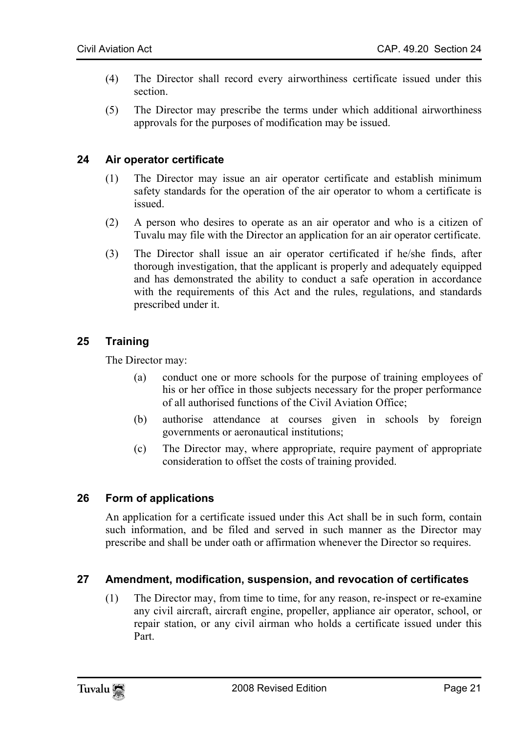(4) The Director shall record every airworthiness certificate issued under this section.

(5) The Director may prescribe the terms under which additional airworthiness approvals for the purposes of modification may be issued.

## 24 Air operator certificate

(1) The Director may issue an air operator certificate and establish minimum safety standards for the operation of the air operator to whom a certificate is issued.

(2) A person who desires to operate as an air operator and who is a citizen of Tuvalu may file with the Director an application for an air operator certificate.

(3) The Director shall issue an air operator certificated if he/she finds, after thorough investigation, that the applicant is properly and adequately equipped and has demonstrated the ability to conduct a safe operation in accordance with the requirements of this Act and the rules, regulations, and standards prescribed under it.

## 25 Training

The Director may:

(a) conduct one or more schools for the purpose of training employees of his or her office in those subjects necessary for the proper performance of all authorised functions of the Civil Aviation Office;

(b) authorise attendance at courses given in schools by foreign governments or aeronautical institutions;

(c) The Director may, where appropriate, require payment of appropriate consideration to offset the costs of training provided.

## 26 Form of applications

An application for a certificate issued under this Act shall be in such form, contain such information, and be filed and served in such manner as the Director may prescribe and shall be under oath or affirmation whenever the Director so requires.

## 27 Amendment, modification, suspension, and revocation of certificates

(1) The Director may, from time to time, for any reason, re-inspect or re-examine any civil aircraft, aircraft engine, propeller, appliance air operator, school, or repair station, or any civil airman who holds a certificate issued under this Part.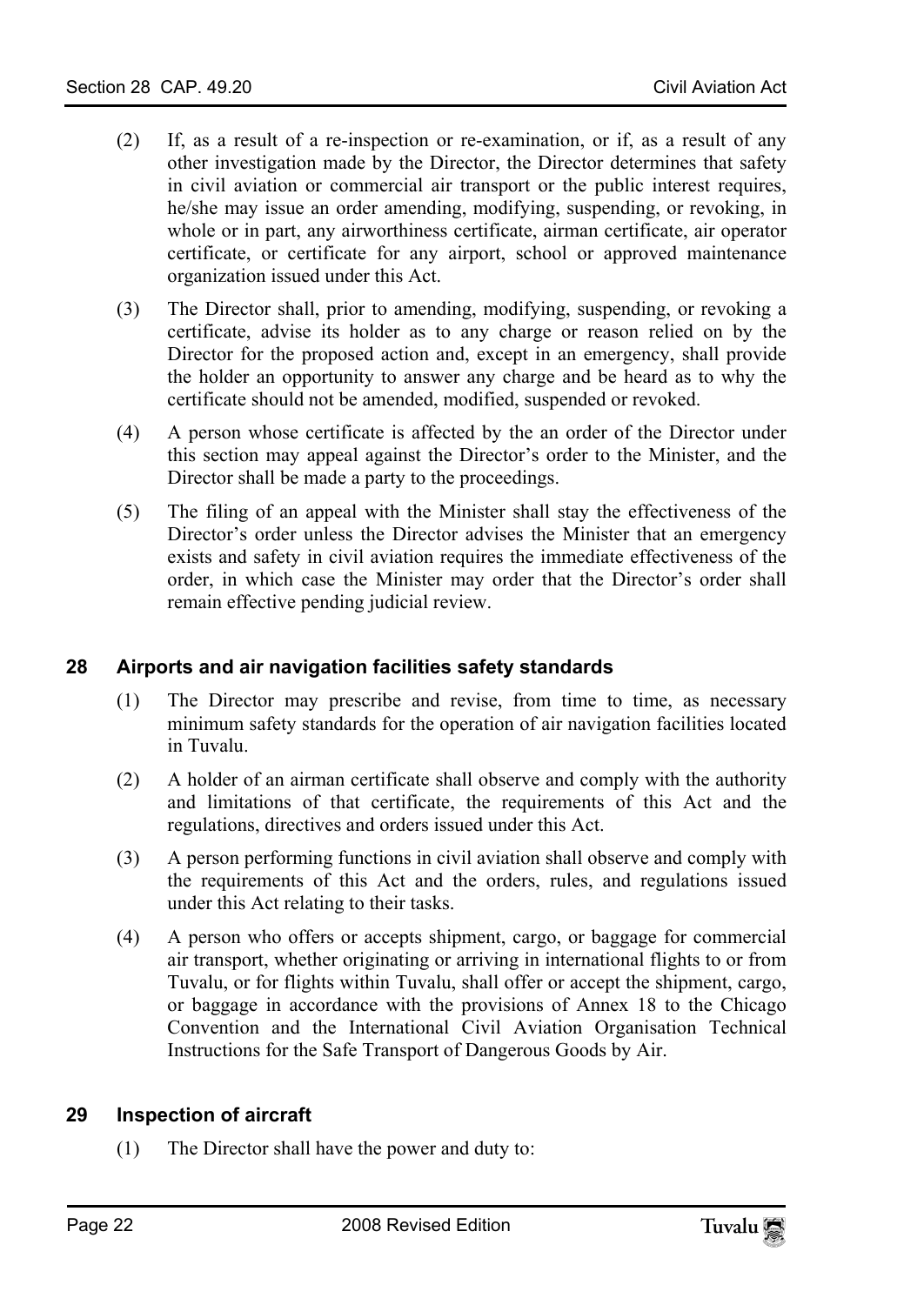(2) If, as a result of a re-inspection or re-examination, or if, as a result of any other investigation made by the Director, the Director determines that safety in civil aviation or commercial air transport or the public interest requires, he/she may issue an order amending, modifying, suspending, or revoking, in whole or in part, any airworthiness certificate, airman certificate, air operator certificate, or certificate for any airport, school or approved maintenance organization issued under this Act.

(3) The Director shall, prior to amending, modifying, suspending, or revoking a certificate, advise its holder as to any charge or reason relied on by the Director for the proposed action and, except in an emergency, shall provide the holder an opportunity to answer any charge and be heard as to why the certificate should not be amended, modified, suspended or revoked.

(4) A person whose certificate is affected by the an order of the Director under this section may appeal against the Director's order to the Minister, and the Director shall be made a party to the proceedings.

(5) The filing of an appeal with the Minister shall stay the effectiveness of the Director's order unless the Director advises the Minister that an emergency exists and safety in civil aviation requires the immediate effectiveness of the order, in which case the Minister may order that the Director's order shall remain effective pending judicial review.

## 28 Airports and air navigation facilities safety standards

(1) The Director may prescribe and revise, from time to time, as necessary minimum safety standards for the operation of air navigation facilities located in Tuvalu.

(2) A holder of an airman certificate shall observe and comply with the authority and limitations of that certificate, the requirements of this Act and the regulations, directives and orders issued under this Act.

(3) A person performing functions in civil aviation shall observe and comply with the requirements of this Act and the orders, rules, and regulations issued under this Act relating to their tasks.

(4) A person who offers or accepts shipment, cargo, or baggage for commercial air transport, whether originating or arriving in international flights to or from Tuvalu, or for flights within Tuvalu, shall offer or accept the shipment, cargo, or baggage in accordance with the provisions of Annex 18 to the Chicago Convention and the International Civil Aviation Organisation Technical Instructions for the Safe Transport of Dangerous Goods by Air.

## 29 Inspection of aircraft

(1) The Director shall have the power and duty to: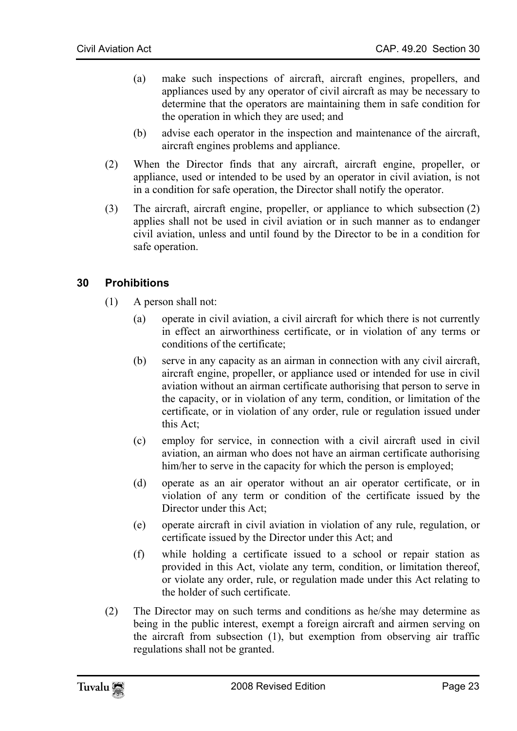(a) make such inspections of aircraft, aircraft engines, propellers, and appliances used by any operator of civil aircraft as may be necessary to determine that the operators are maintaining them in safe condition for the operation in which they are used; and

(b) advise each operator in the inspection and maintenance of the aircraft, aircraft engines problems and appliance.

(2) When the Director finds that any aircraft, aircraft engine, propeller, or appliance, used or intended to be used by an operator in civil aviation, is not in a condition for safe operation, the Director shall notify the operator.

(3) The aircraft, aircraft engine, propeller, or appliance to which subsection (2) applies shall not be used in civil aviation or in such manner as to endanger civil aviation, unless and until found by the Director to be in a condition for safe operation.

## 30 Prohibitions

(1) A person shall not:

(a) operate in civil aviation, a civil aircraft for which there is not currently in effect an airworthiness certificate, or in violation of any terms or conditions of the certificate;

(b) serve in any capacity as an airman in connection with any civil aircraft, aircraft engine, propeller, or appliance used or intended for use in civil aviation without an airman certificate authorising that person to serve in the capacity, or in violation of any term, condition, or limitation of the certificate, or in violation of any order, rule or regulation issued under this Act;

(c) employ for service, in connection with a civil aircraft used in civil aviation, an airman who does not have an airman certificate authorising him/her to serve in the capacity for which the person is employed;

(d) operate as an air operator without an air operator certificate, or in violation of any term or condition of the certificate issued by the Director under this Act;

(e) operate aircraft in civil aviation in violation of any rule, regulation, or certificate issued by the Director under this Act; and

(f) while holding a certificate issued to a school or repair station as provided in this Act, violate any term, condition, or limitation thereof, or violate any order, rule, or regulation made under this Act relating to the holder of such certificate.

(2) The Director may on such terms and conditions as he/she may determine as being in the public interest, exempt a foreign aircraft and airmen serving on the aircraft from subsection (1), but exemption from observing air traffic regulations shall not be granted.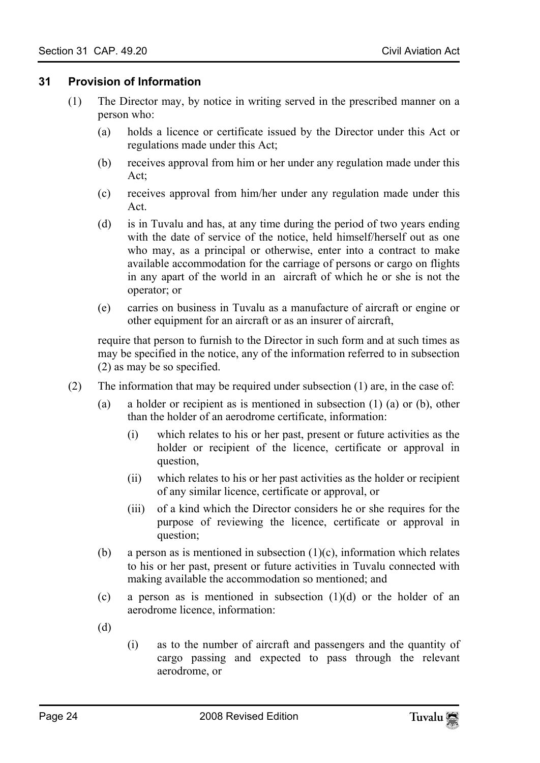### 31 Provision of Information

(1) The Director may, by notice in writing served in the prescribed manner on a person who:

- (a) holds a licence or certificate issued by the Director under this Act or regulations made under this Act;
- (b) receives approval from him or her under any regulation made under this Act;
- (c) receives approval from him/her under any regulation made under this Act.
- (d) is in Tuvalu and has, at any time during the period of two years ending with the date of service of the notice, held himself/herself out as one who may, as a principal or otherwise, enter into a contract to make available accommodation for the carriage of persons or cargo on flights in any apart of the world in an aircraft of which he or she is not the operator; or
- (e) carries on business in Tuvalu as a manufacture of aircraft or engine or other equipment for an aircraft or as an insurer of aircraft,

require that person to furnish to the Director in such form and at such times as may be specified in the notice, any of the information referred to in subsection (2) as may be so specified.

(2) The information that may be required under subsection (1) are, in the case of:

- (a) a holder or recipient as is mentioned in subsection (1) (a) or (b), other than the holder of an aerodrome certificate, information:
  - (i) which relates to his or her past, present or future activities as the holder or recipient of the licence, certificate or approval in question,
  - (ii) which relates to his or her past activities as the holder or recipient of any similar licence, certificate or approval, or
  - (iii) of a kind which the Director considers he or she requires for the purpose of reviewing the licence, certificate or approval in question;
- (b) a person as is mentioned in subsection (1)(c), information which relates to his or her past, present or future activities in Tuvalu connected with making available the accommodation so mentioned; and
- (c) a person as is mentioned in subsection (1)(d) or the holder of an aerodrome licence, information:
- (d)
  - (i) as to the number of aircraft and passengers and the quantity of cargo passing and expected to pass through the relevant aerodrome, or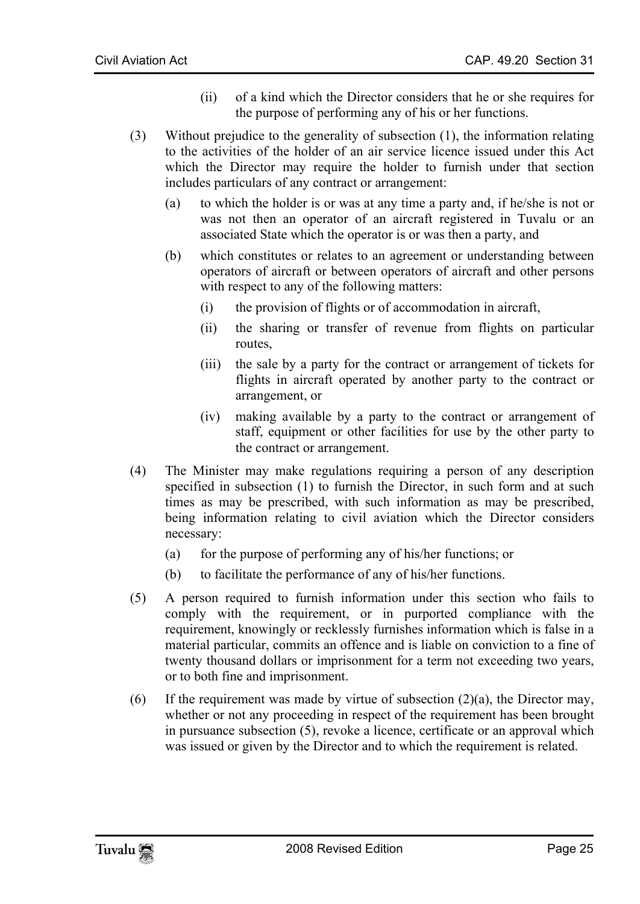(ii) of a kind which the Director considers that he or she requires for the purpose of performing any of his or her functions.

(3) Without prejudice to the generality of subsection (1), the information relating to the activities of the holder of an air service licence issued under this Act which the Director may require the holder to furnish under that section includes particulars of any contract or arrangement:

(a) to which the holder is or was at any time a party and, if he/she is not or was not then an operator of an aircraft registered in Tuvalu or an associated State which the operator is or was then a party, and

(b) which constitutes or relates to an agreement or understanding between operators of aircraft or between operators of aircraft and other persons with respect to any of the following matters:

(i) the provision of flights or of accommodation in aircraft,

(ii) the sharing or transfer of revenue from flights on particular routes,

(iii) the sale by a party for the contract or arrangement of tickets for flights in aircraft operated by another party to the contract or arrangement, or

(iv) making available by a party to the contract or arrangement of staff, equipment or other facilities for use by the other party to the contract or arrangement.

(4) The Minister may make regulations requiring a person of any description specified in subsection (1) to furnish the Director, in such form and at such times as may be prescribed, with such information as may be prescribed, being information relating to civil aviation which the Director considers necessary:

(a) for the purpose of performing any of his/her functions; or

(b) to facilitate the performance of any of his/her functions.

(5) A person required to furnish information under this section who fails to comply with the requirement, or in purported compliance with the requirement, knowingly or recklessly furnishes information which is false in a material particular, commits an offence and is liable on conviction to a fine of twenty thousand dollars or imprisonment for a term not exceeding two years, or to both fine and imprisonment.

(6) If the requirement was made by virtue of subsection (2)(a), the Director may, whether or not any proceeding in respect of the requirement has been brought in pursuance subsection (5), revoke a licence, certificate or an approval which was issued or given by the Director and to which the requirement is related.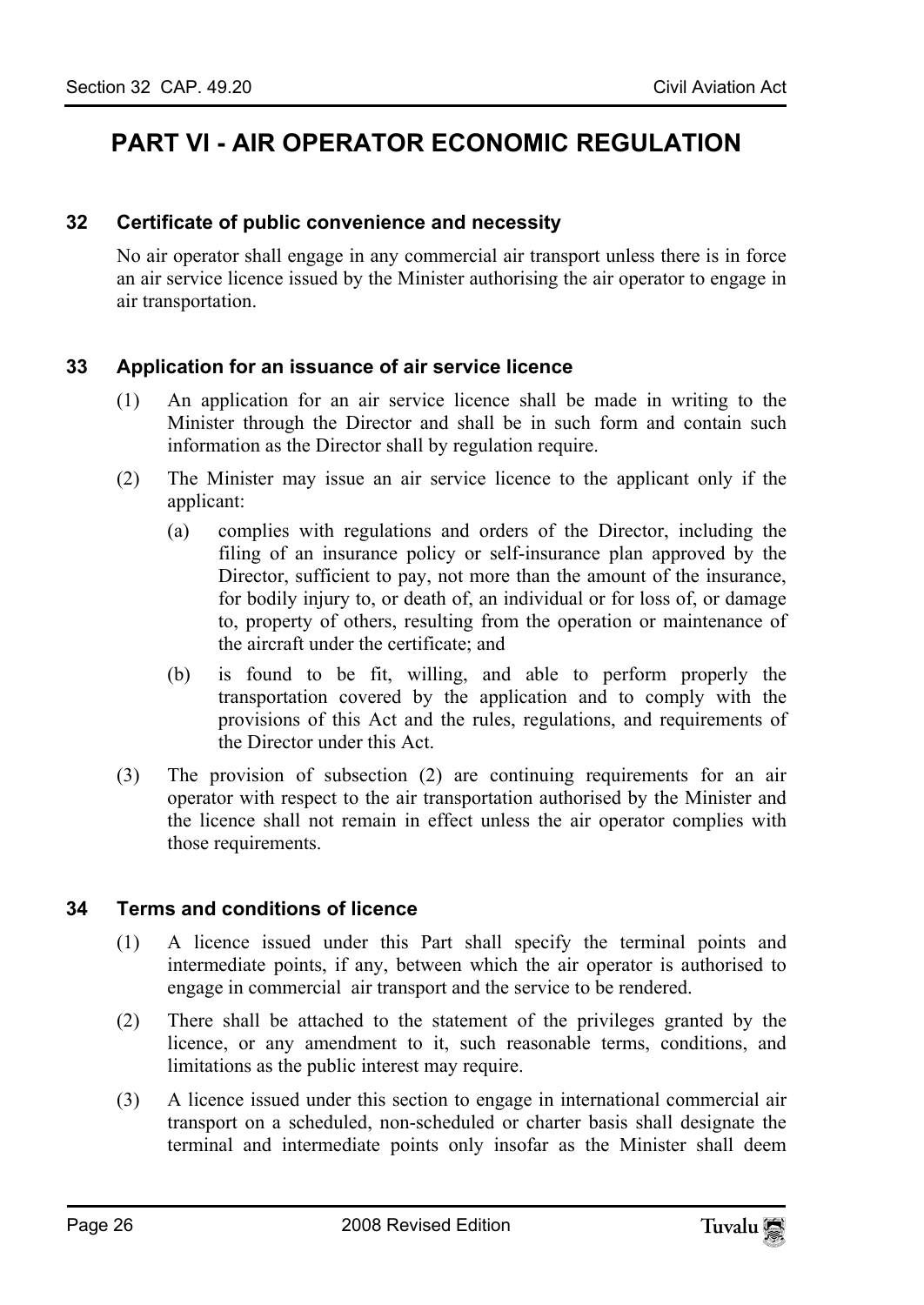# PART VI - AIR OPERATOR ECONOMIC REGULATION

### 32 Certificate of public convenience and necessity

No air operator shall engage in any commercial air transport unless there is in force an air service licence issued by the Minister authorising the air operator to engage in air transportation.

### 33 Application for an issuance of air service licence

(1) An application for an air service licence shall be made in writing to the Minister through the Director and shall be in such form and contain such information as the Director shall by regulation require.

(2) The Minister may issue an air service licence to the applicant only if the applicant:

(a) complies with regulations and orders of the Director, including the filing of an insurance policy or self-insurance plan approved by the Director, sufficient to pay, not more than the amount of the insurance, for bodily injury to, or death of, an individual or for loss of, or damage to, property of others, resulting from the operation or maintenance of the aircraft under the certificate; and

(b) is found to be fit, willing, and able to perform properly the transportation covered by the application and to comply with the provisions of this Act and the rules, regulations, and requirements of the Director under this Act.

(3) The provision of subsection (2) are continuing requirements for an air operator with respect to the air transportation authorised by the Minister and the licence shall not remain in effect unless the air operator complies with those requirements.

### 34 Terms and conditions of licence

(1) A licence issued under this Part shall specify the terminal points and intermediate points, if any, between which the air operator is authorised to engage in commercial air transport and the service to be rendered.

(2) There shall be attached to the statement of the privileges granted by the licence, or any amendment to it, such reasonable terms, conditions, and limitations as the public interest may require.

(3) A licence issued under this section to engage in international commercial air transport on a scheduled, non-scheduled or charter basis shall designate the terminal and intermediate points only insofar as the Minister shall deem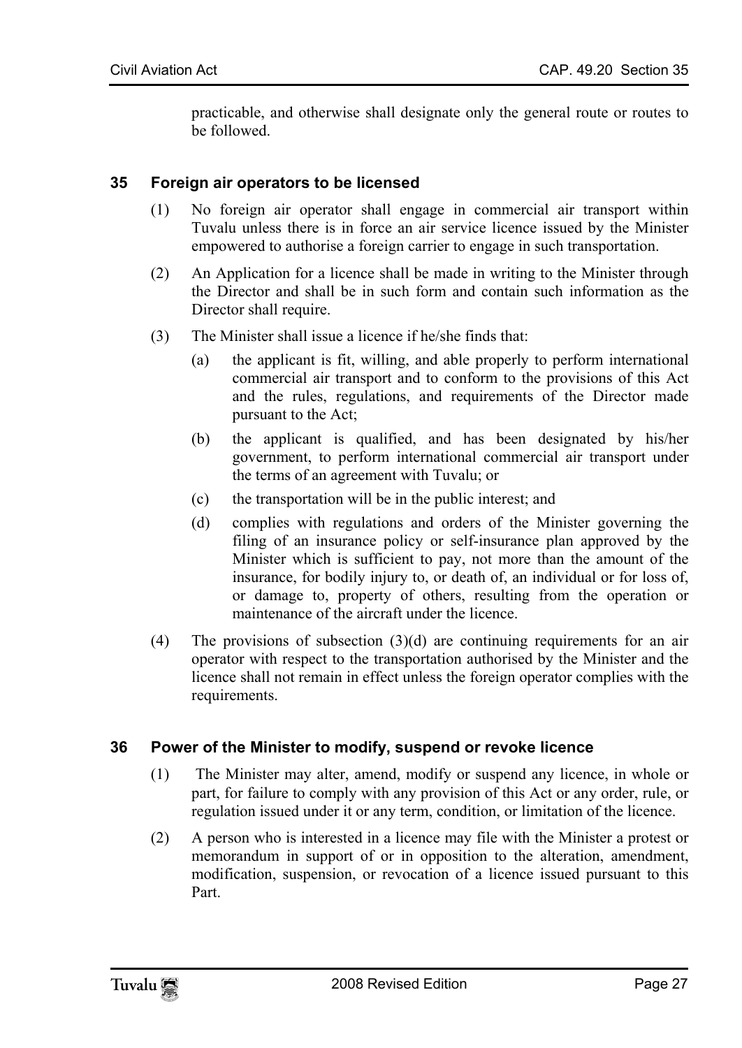practicable, and otherwise shall designate only the general route or routes to be followed.

## 35 Foreign air operators to be licensed

(1) No foreign air operator shall engage in commercial air transport within Tuvalu unless there is in force an air service licence issued by the Minister empowered to authorise a foreign carrier to engage in such transportation.

(2) An Application for a licence shall be made in writing to the Minister through the Director and shall be in such form and contain such information as the Director shall require.

(3) The Minister shall issue a licence if he/she finds that:

- (a) the applicant is fit, willing, and able properly to perform international commercial air transport and to conform to the provisions of this Act and the rules, regulations, and requirements of the Director made pursuant to the Act;
- (b) the applicant is qualified, and has been designated by his/her government, to perform international commercial air transport under the terms of an agreement with Tuvalu; or
- (c) the transportation will be in the public interest; and
- (d) complies with regulations and orders of the Minister governing the filing of an insurance policy or self-insurance plan approved by the Minister which is sufficient to pay, not more than the amount of the insurance, for bodily injury to, or death of, an individual or for loss of, or damage to, property of others, resulting from the operation or maintenance of the aircraft under the licence.

(4) The provisions of subsection (3)(d) are continuing requirements for an air operator with respect to the transportation authorised by the Minister and the licence shall not remain in effect unless the foreign operator complies with the requirements.

## 36 Power of the Minister to modify, suspend or revoke licence

(1) The Minister may alter, amend, modify or suspend any licence, in whole or part, for failure to comply with any provision of this Act or any order, rule, or regulation issued under it or any term, condition, or limitation of the licence.

(2) A person who is interested in a licence may file with the Minister a protest or memorandum in support of or in opposition to the alteration, amendment, modification, suspension, or revocation of a licence issued pursuant to this Part.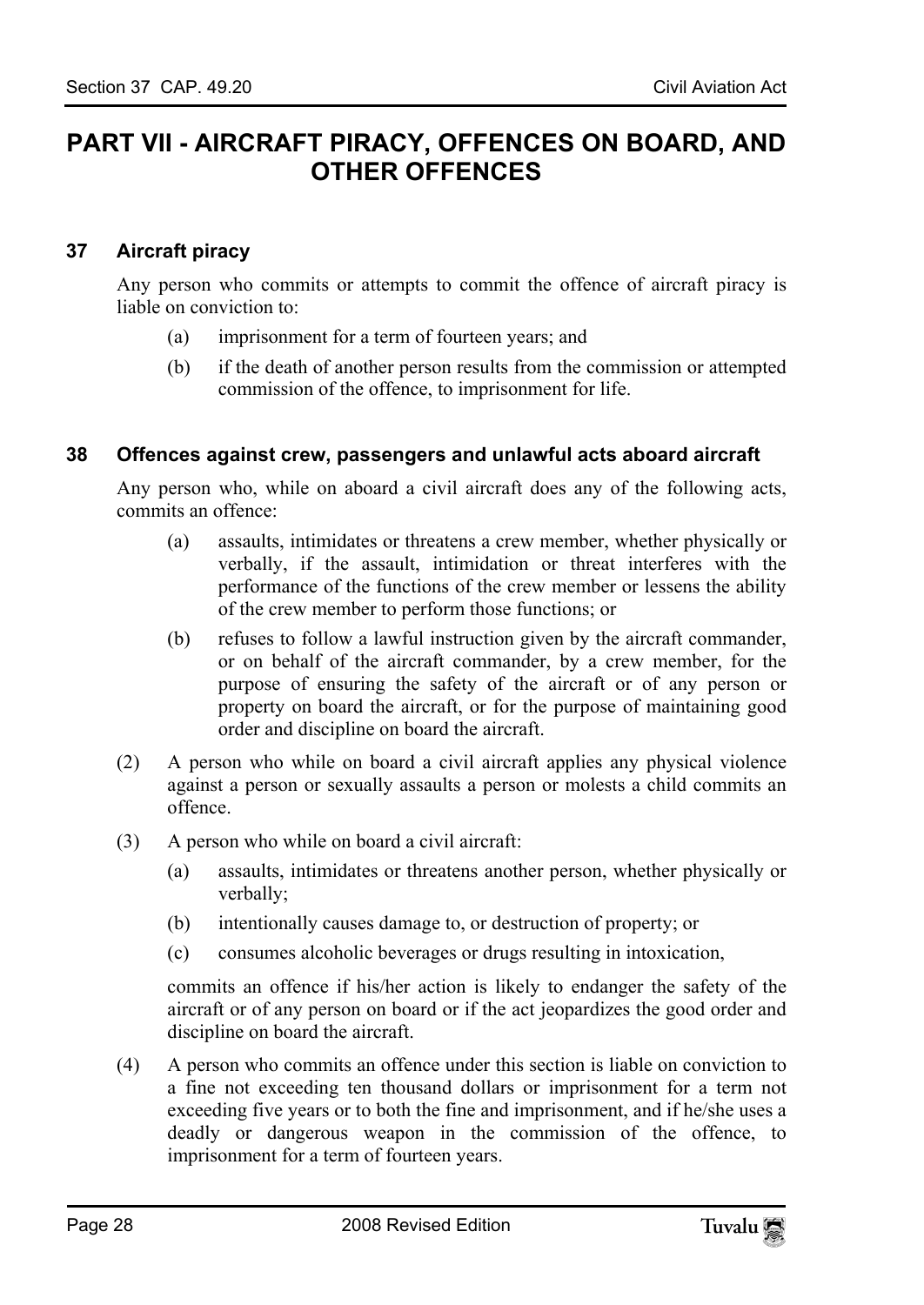# PART VII - AIRCRAFT PIRACY, OFFENCES ON BOARD, AND OTHER OFFENCES

### 37 Aircraft piracy

Any person who commits or attempts to commit the offence of aircraft piracy is liable on conviction to:

(a) imprisonment for a term of fourteen years; and

(b) if the death of another person results from the commission or attempted commission of the offence, to imprisonment for life.

### 38 Offences against crew, passengers and unlawful acts aboard aircraft

Any person who, while on aboard a civil aircraft does any of the following acts, commits an offence:

(a) assaults, intimidates or threatens a crew member, whether physically or verbally, if the assault, intimidation or threat interferes with the performance of the functions of the crew member or lessens the ability of the crew member to perform those functions; or

(b) refuses to follow a lawful instruction given by the aircraft commander, or on behalf of the aircraft commander, by a crew member, for the purpose of ensuring the safety of the aircraft or of any person or property on board the aircraft, or for the purpose of maintaining good order and discipline on board the aircraft.

(2) A person who while on board a civil aircraft applies any physical violence against a person or sexually assaults a person or molests a child commits an offence.

(3) A person who while on board a civil aircraft:

(a) assaults, intimidates or threatens another person, whether physically or verbally;

(b) intentionally causes damage to, or destruction of property; or

(c) consumes alcoholic beverages or drugs resulting in intoxication,

commits an offence if his/her action is likely to endanger the safety of the aircraft or of any person on board or if the act jeopardizes the good order and discipline on board the aircraft.

(4) A person who commits an offence under this section is liable on conviction to a fine not exceeding ten thousand dollars or imprisonment for a term not exceeding five years or to both the fine and imprisonment, and if he/she uses a deadly or dangerous weapon in the commission of the offence, to imprisonment for a term of fourteen years.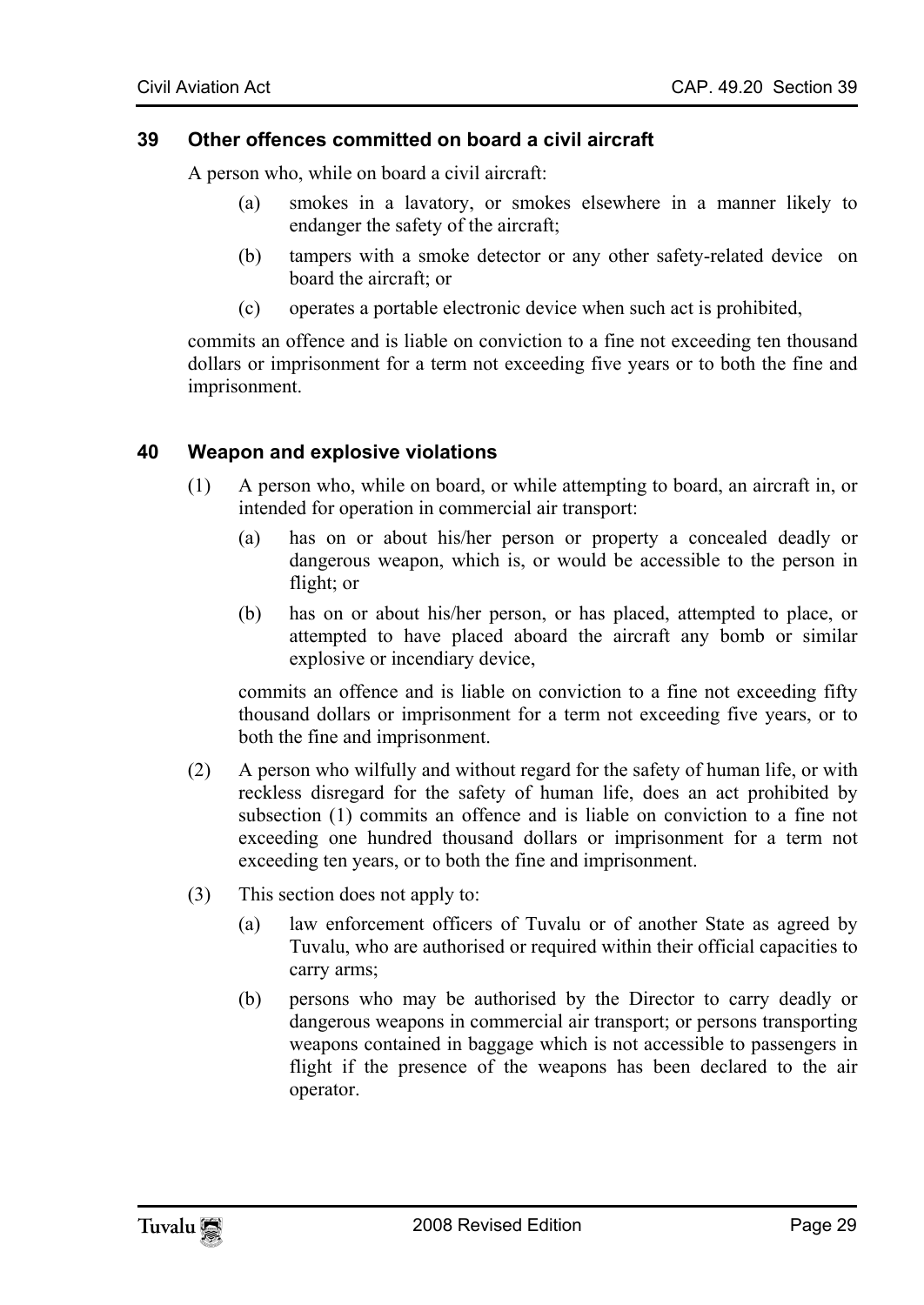### 39 Other offences committed on board a civil aircraft

A person who, while on board a civil aircraft:

- (a) smokes in a lavatory, or smokes elsewhere in a manner likely to endanger the safety of the aircraft;
- (b) tampers with a smoke detector or any other safety-related device on board the aircraft; or
- (c) operates a portable electronic device when such act is prohibited,

commits an offence and is liable on conviction to a fine not exceeding ten thousand dollars or imprisonment for a term not exceeding five years or to both the fine and imprisonment.

### 40 Weapon and explosive violations

(1) A person who, while on board, or while attempting to board, an aircraft in, or intended for operation in commercial air transport:

- (a) has on or about his/her person or property a concealed deadly or dangerous weapon, which is, or would be accessible to the person in flight; or
- (b) has on or about his/her person, or has placed, attempted to place, or attempted to have placed aboard the aircraft any bomb or similar explosive or incendiary device,

commits an offence and is liable on conviction to a fine not exceeding fifty thousand dollars or imprisonment for a term not exceeding five years, or to both the fine and imprisonment.

(2) A person who wilfully and without regard for the safety of human life, or with reckless disregard for the safety of human life, does an act prohibited by subsection (1) commits an offence and is liable on conviction to a fine not exceeding one hundred thousand dollars or imprisonment for a term not exceeding ten years, or to both the fine and imprisonment.

(3) This section does not apply to:

- (a) law enforcement officers of Tuvalu or of another State as agreed by Tuvalu, who are authorised or required within their official capacities to carry arms;
- (b) persons who may be authorised by the Director to carry deadly or dangerous weapons in commercial air transport; or persons transporting weapons contained in baggage which is not accessible to passengers in flight if the presence of the weapons has been declared to the air operator.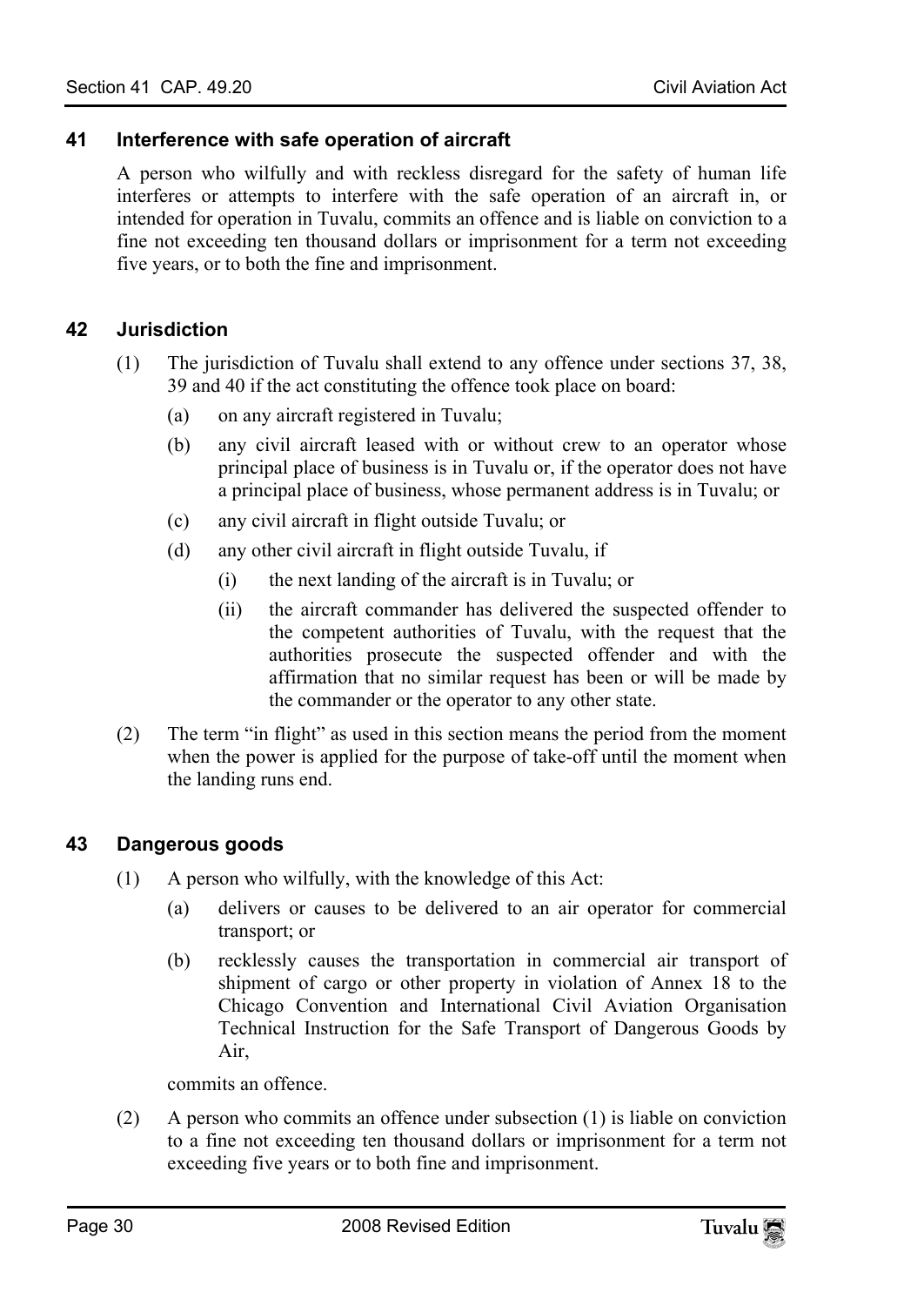### 41 Interference with safe operation of aircraft

A person who wilfully and with reckless disregard for the safety of human life interferes or attempts to interfere with the safe operation of an aircraft in, or intended for operation in Tuvalu, commits an offence and is liable on conviction to a fine not exceeding ten thousand dollars or imprisonment for a term not exceeding five years, or to both the fine and imprisonment.

### 42 Jurisdiction

(1) The jurisdiction of Tuvalu shall extend to any offence under sections 37, 38, 39 and 40 if the act constituting the offence took place on board:

- (a) on any aircraft registered in Tuvalu;
- (b) any civil aircraft leased with or without crew to an operator whose principal place of business is in Tuvalu or, if the operator does not have a principal place of business, whose permanent address is in Tuvalu; or
- (c) any civil aircraft in flight outside Tuvalu; or
- (d) any other civil aircraft in flight outside Tuvalu, if
  - (i) the next landing of the aircraft is in Tuvalu; or
  - (ii) the aircraft commander has delivered the suspected offender to the competent authorities of Tuvalu, with the request that the authorities prosecute the suspected offender and with the affirmation that no similar request has been or will be made by the commander or the operator to any other state.

(2) The term "in flight" as used in this section means the period from the moment when the power is applied for the purpose of take-off until the moment when the landing runs end.

### 43 Dangerous goods

(1) A person who wilfully, with the knowledge of this Act:

- (a) delivers or causes to be delivered to an air operator for commercial transport; or
- (b) recklessly causes the transportation in commercial air transport of shipment of cargo or other property in violation of Annex 18 to the Chicago Convention and International Civil Aviation Organisation Technical Instruction for the Safe Transport of Dangerous Goods by Air,

commits an offence.

(2) A person who commits an offence under subsection (1) is liable on conviction to a fine not exceeding ten thousand dollars or imprisonment for a term not exceeding five years or to both fine and imprisonment.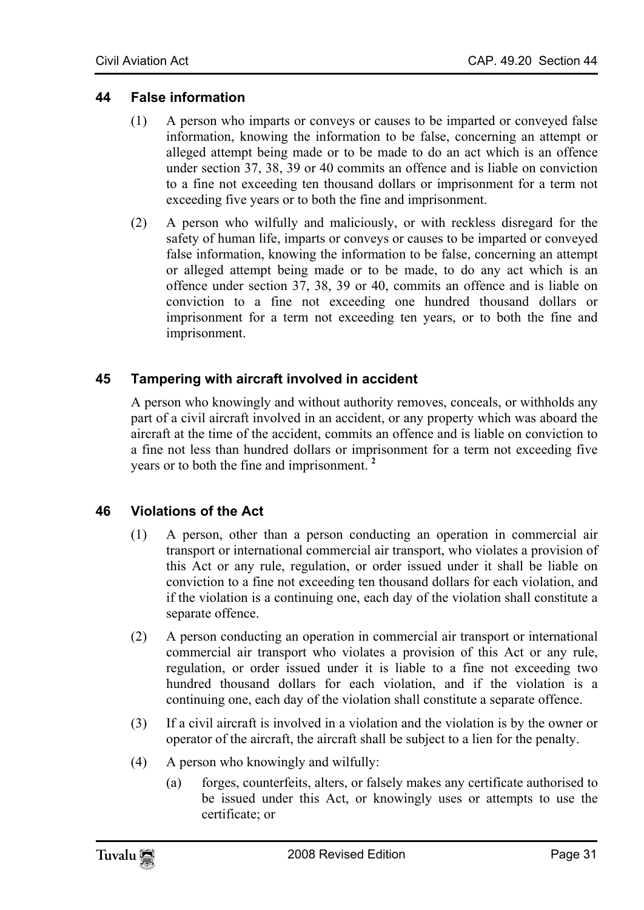## 44 False information

(1) A person who imparts or conveys or causes to be imparted or conveyed false information, knowing the information to be false, concerning an attempt or alleged attempt being made or to be made to do an act which is an offence under section 37, 38, 39 or 40 commits an offence and is liable on conviction to a fine not exceeding ten thousand dollars or imprisonment for a term not exceeding five years or to both the fine and imprisonment.

(2) A person who wilfully and maliciously, or with reckless disregard for the safety of human life, imparts or conveys or causes to be imparted or conveyed false information, knowing the information to be false, concerning an attempt or alleged attempt being made or to be made, to do any act which is an offence under section 37, 38, 39 or 40, commits an offence and is liable on conviction to a fine not exceeding one hundred thousand dollars or imprisonment for a term not exceeding ten years, or to both the fine and imprisonment.

## 45 Tampering with aircraft involved in accident

A person who knowingly and without authority removes, conceals, or withholds any part of a civil aircraft involved in an accident, or any property which was aboard the aircraft at the time of the accident, commits an offence and is liable on conviction to a fine not less than hundred dollars or imprisonment for a term not exceeding five years or to both the fine and imprisonment. [2]

## 46 Violations of the Act

(1) A person, other than a person conducting an operation in commercial air transport or international commercial air transport, who violates a provision of this Act or any rule, regulation, or order issued under it shall be liable on conviction to a fine not exceeding ten thousand dollars for each violation, and if the violation is a continuing one, each day of the violation shall constitute a separate offence.

(2) A person conducting an operation in commercial air transport or international commercial air transport who violates a provision of this Act or any rule, regulation, or order issued under it is liable to a fine not exceeding two hundred thousand dollars for each violation, and if the violation is a continuing one, each day of the violation shall constitute a separate offence.

(3) If a civil aircraft is involved in a violation and the violation is by the owner or operator of the aircraft, the aircraft shall be subject to a lien for the penalty.

(4) A person who knowingly and wilfully:

(a) forges, counterfeits, alters, or falsely makes any certificate authorised to be issued under this Act, or knowingly uses or attempts to use the certificate; or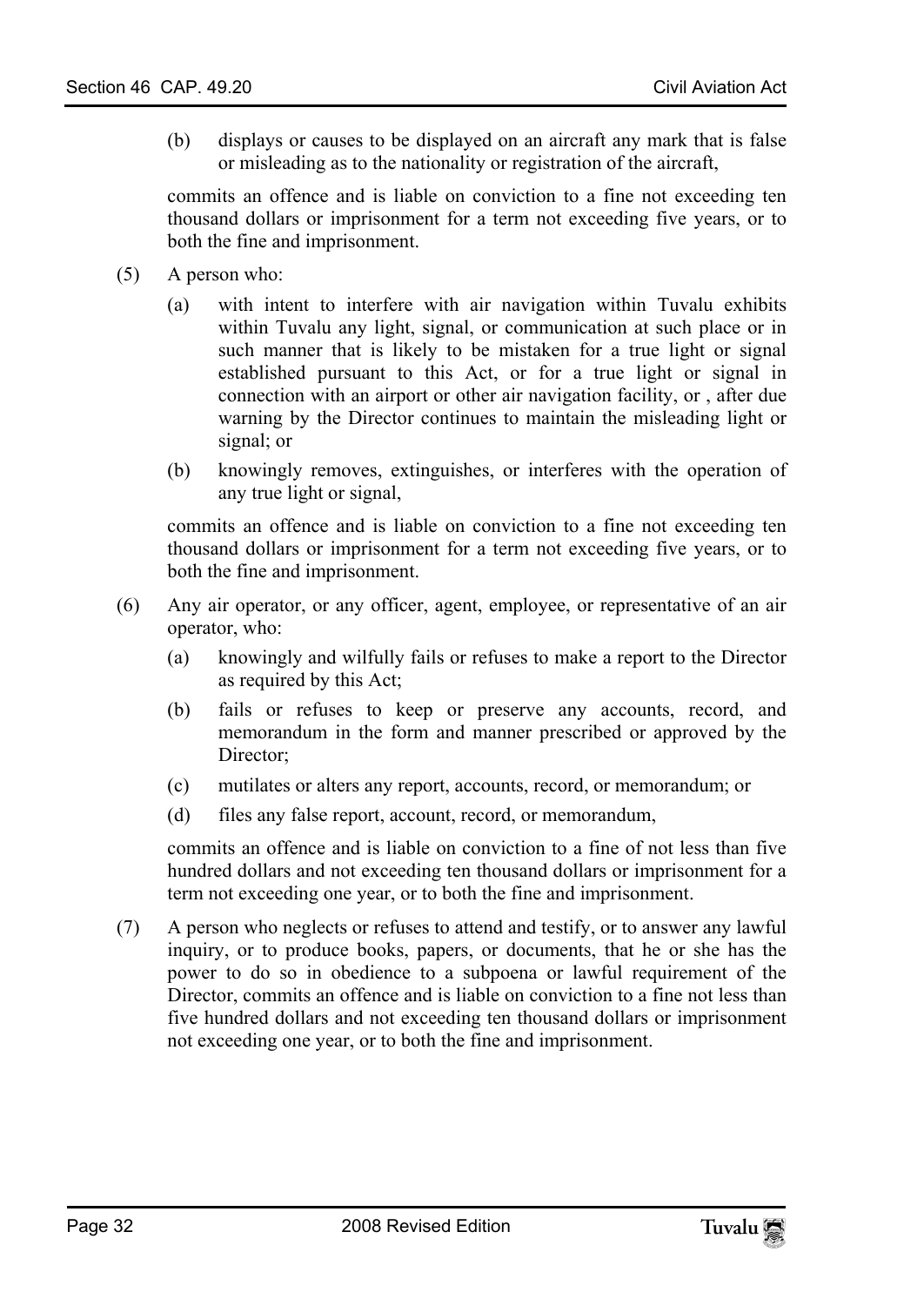(b) displays or causes to be displayed on an aircraft any mark that is false or misleading as to the nationality or registration of the aircraft,

commits an offence and is liable on conviction to a fine not exceeding ten thousand dollars or imprisonment for a term not exceeding five years, or to both the fine and imprisonment.

(5) A person who:

(a) with intent to interfere with air navigation within Tuvalu exhibits within Tuvalu any light, signal, or communication at such place or in such manner that is likely to be mistaken for a true light or signal established pursuant to this Act, or for a true light or signal in connection with an airport or other air navigation facility, or , after due warning by the Director continues to maintain the misleading light or signal; or

(b) knowingly removes, extinguishes, or interferes with the operation of any true light or signal,

commits an offence and is liable on conviction to a fine not exceeding ten thousand dollars or imprisonment for a term not exceeding five years, or to both the fine and imprisonment.

(6) Any air operator, or any officer, agent, employee, or representative of an air operator, who:

(a) knowingly and wilfully fails or refuses to make a report to the Director as required by this Act;

(b) fails or refuses to keep or preserve any accounts, record, and memorandum in the form and manner prescribed or approved by the Director;

(c) mutilates or alters any report, accounts, record, or memorandum; or

(d) files any false report, account, record, or memorandum,

commits an offence and is liable on conviction to a fine of not less than five hundred dollars and not exceeding ten thousand dollars or imprisonment for a term not exceeding one year, or to both the fine and imprisonment.

(7) A person who neglects or refuses to attend and testify, or to answer any lawful inquiry, or to produce books, papers, or documents, that he or she has the power to do so in obedience to a subpoena or lawful requirement of the Director, commits an offence and is liable on conviction to a fine not less than five hundred dollars and not exceeding ten thousand dollars or imprisonment not exceeding one year, or to both the fine and imprisonment.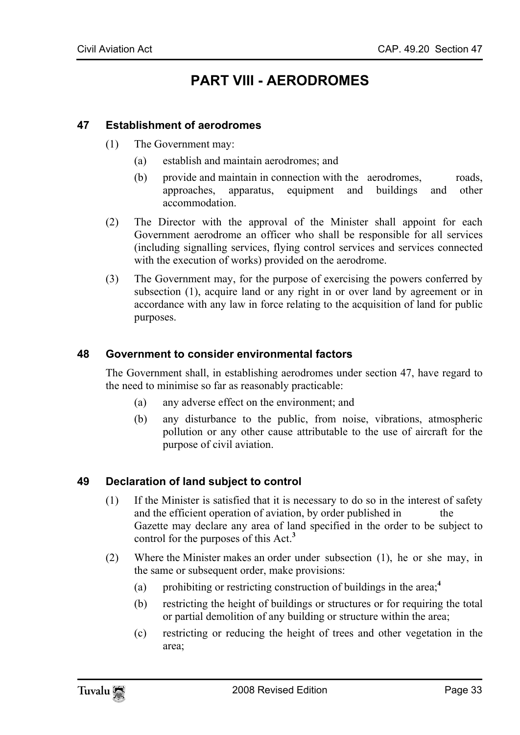# PART VIII - AERODROMES

### 47 Establishment of aerodromes

(1) The Government may:

  (a) establish and maintain aerodromes; and

  (b) provide and maintain in connection with the aerodromes, roads, approaches, apparatus, equipment and buildings and other accommodation.

(2) The Director with the approval of the Minister shall appoint for each Government aerodrome an officer who shall be responsible for all services (including signalling services, flying control services and services connected with the execution of works) provided on the aerodrome.

(3) The Government may, for the purpose of exercising the powers conferred by subsection (1), acquire land or any right in or over land by agreement or in accordance with any law in force relating to the acquisition of land for public purposes.

### 48 Government to consider environmental factors

The Government shall, in establishing aerodromes under section 47, have regard to the need to minimise so far as reasonably practicable:

  (a) any adverse effect on the environment; and

  (b) any disturbance to the public, from noise, vibrations, atmospheric pollution or any other cause attributable to the use of aircraft for the purpose of civil aviation.

### 49 Declaration of land subject to control

(1) If the Minister is satisfied that it is necessary to do so in the interest of safety and the efficient operation of aviation, by order published in the Gazette may declare any area of land specified in the order to be subject to control for the purposes of this Act.[3]

(2) Where the Minister makes an order under subsection (1), he or she may, in the same or subsequent order, make provisions:

  (a) prohibiting or restricting construction of buildings in the area;[4]

  (b) restricting the height of buildings or structures or for requiring the total or partial demolition of any building or structure within the area;

  (c) restricting or reducing the height of trees and other vegetation in the area;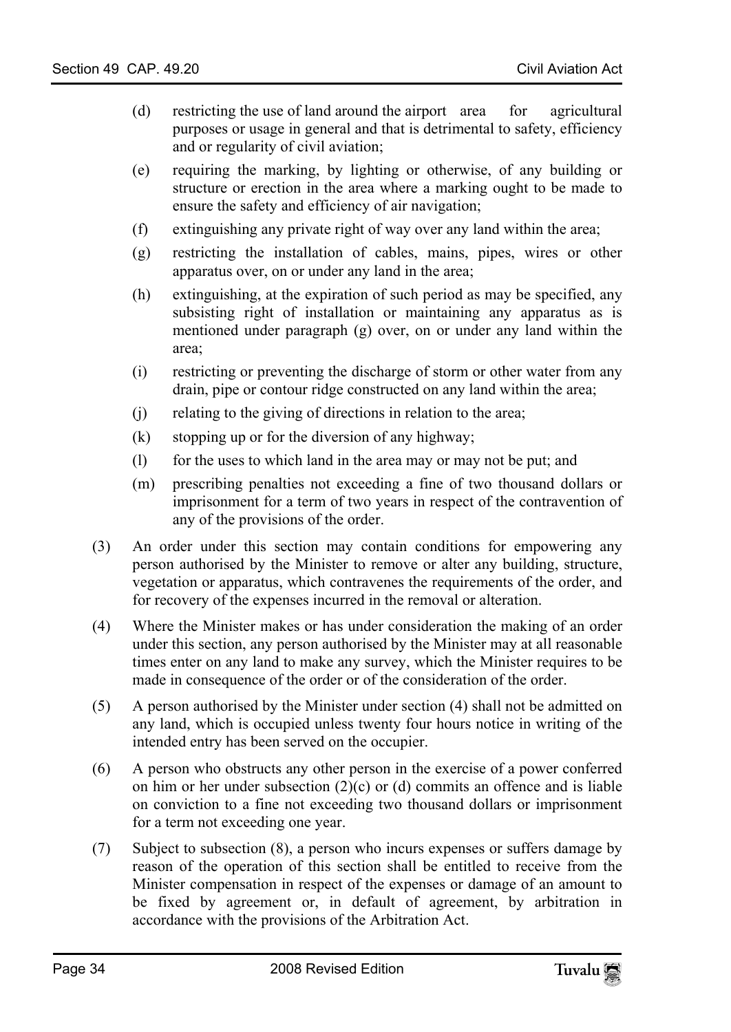(d) restricting the use of land around the airport area for agricultural purposes or usage in general and that is detrimental to safety, efficiency and or regularity of civil aviation;

(e) requiring the marking, by lighting or otherwise, of any building or structure or erection in the area where a marking ought to be made to ensure the safety and efficiency of air navigation;

(f) extinguishing any private right of way over any land within the area;

(g) restricting the installation of cables, mains, pipes, wires or other apparatus over, on or under any land in the area;

(h) extinguishing, at the expiration of such period as may be specified, any subsisting right of installation or maintaining any apparatus as is mentioned under paragraph (g) over, on or under any land within the area;

(i) restricting or preventing the discharge of storm or other water from any drain, pipe or contour ridge constructed on any land within the area;

(j) relating to the giving of directions in relation to the area;

(k) stopping up or for the diversion of any highway;

(l) for the uses to which land in the area may or may not be put; and

(m) prescribing penalties not exceeding a fine of two thousand dollars or imprisonment for a term of two years in respect of the contravention of any of the provisions of the order.

(3) An order under this section may contain conditions for empowering any person authorised by the Minister to remove or alter any building, structure, vegetation or apparatus, which contravenes the requirements of the order, and for recovery of the expenses incurred in the removal or alteration.

(4) Where the Minister makes or has under consideration the making of an order under this section, any person authorised by the Minister may at all reasonable times enter on any land to make any survey, which the Minister requires to be made in consequence of the order or of the consideration of the order.

(5) A person authorised by the Minister under section (4) shall not be admitted on any land, which is occupied unless twenty four hours notice in writing of the intended entry has been served on the occupier.

(6) A person who obstructs any other person in the exercise of a power conferred on him or her under subsection (2)(c) or (d) commits an offence and is liable on conviction to a fine not exceeding two thousand dollars or imprisonment for a term not exceeding one year.

(7) Subject to subsection (8), a person who incurs expenses or suffers damage by reason of the operation of this section shall be entitled to receive from the Minister compensation in respect of the expenses or damage of an amount to be fixed by agreement or, in default of agreement, by arbitration in accordance with the provisions of the Arbitration Act.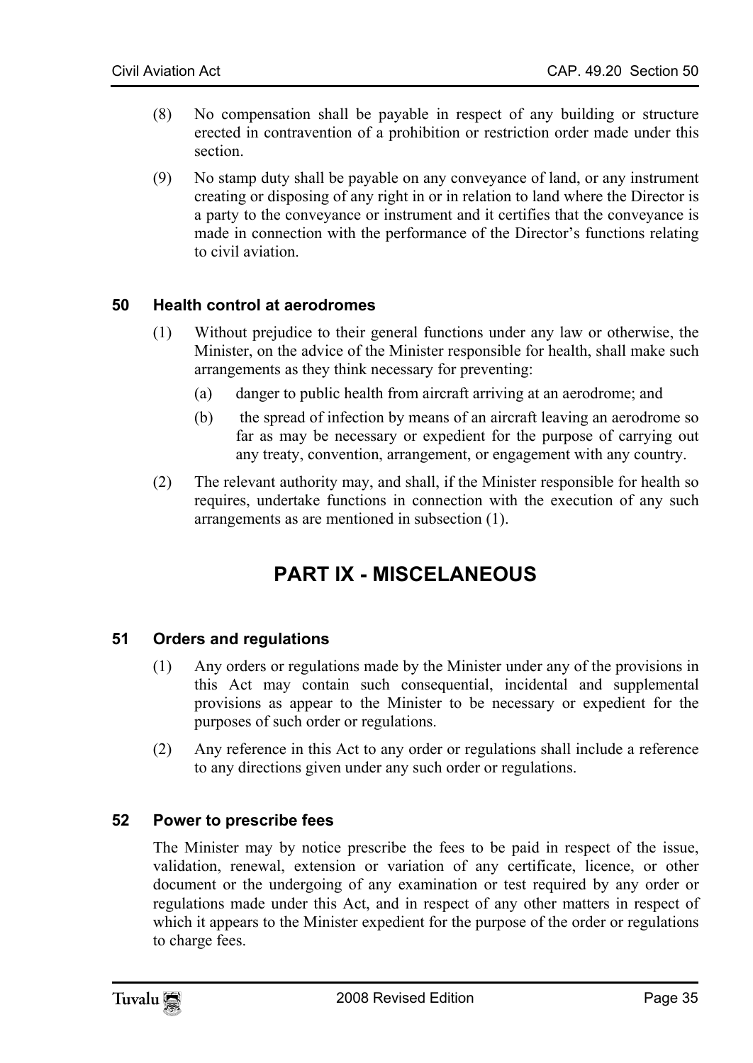(8) No compensation shall be payable in respect of any building or structure erected in contravention of a prohibition or restriction order made under this section.

(9) No stamp duty shall be payable on any conveyance of land, or any instrument creating or disposing of any right in or in relation to land where the Director is a party to the conveyance or instrument and it certifies that the conveyance is made in connection with the performance of the Director's functions relating to civil aviation.

### 50 Health control at aerodromes

(1) Without prejudice to their general functions under any law or otherwise, the Minister, on the advice of the Minister responsible for health, shall make such arrangements as they think necessary for preventing:

- (a) danger to public health from aircraft arriving at an aerodrome; and
- (b) the spread of infection by means of an aircraft leaving an aerodrome so far as may be necessary or expedient for the purpose of carrying out any treaty, convention, arrangement, or engagement with any country.

(2) The relevant authority may, and shall, if the Minister responsible for health so requires, undertake functions in connection with the execution of any such arrangements as are mentioned in subsection (1).

## PART IX - MISCELANEOUS

### 51 Orders and regulations

(1) Any orders or regulations made by the Minister under any of the provisions in this Act may contain such consequential, incidental and supplemental provisions as appear to the Minister to be necessary or expedient for the purposes of such order or regulations.

(2) Any reference in this Act to any order or regulations shall include a reference to any directions given under any such order or regulations.

### 52 Power to prescribe fees

The Minister may by notice prescribe the fees to be paid in respect of the issue, validation, renewal, extension or variation of any certificate, licence, or other document or the undergoing of any examination or test required by any order or regulations made under this Act, and in respect of any other matters in respect of which it appears to the Minister expedient for the purpose of the order or regulations to charge fees.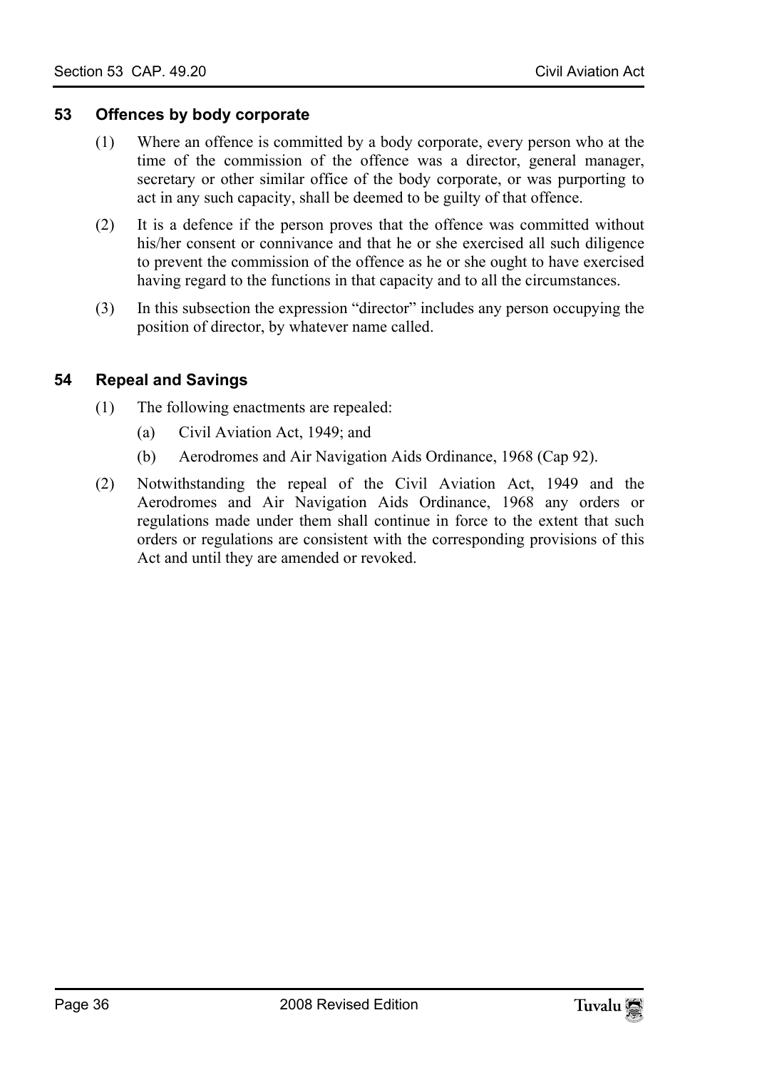### 53 Offences by body corporate

(1) Where an offence is committed by a body corporate, every person who at the time of the commission of the offence was a director, general manager, secretary or other similar office of the body corporate, or was purporting to act in any such capacity, shall be deemed to be guilty of that offence.

(2) It is a defence if the person proves that the offence was committed without his/her consent or connivance and that he or she exercised all such diligence to prevent the commission of the offence as he or she ought to have exercised having regard to the functions in that capacity and to all the circumstances.

(3) In this subsection the expression "director" includes any person occupying the position of director, by whatever name called.

### 54 Repeal and Savings

(1) The following enactments are repealed:

(a) Civil Aviation Act, 1949; and

(b) Aerodromes and Air Navigation Aids Ordinance, 1968 (Cap 92).

(2) Notwithstanding the repeal of the Civil Aviation Act, 1949 and the Aerodromes and Air Navigation Aids Ordinance, 1968 any orders or regulations made under them shall continue in force to the extent that such orders or regulations are consistent with the corresponding provisions of this Act and until they are amended or revoked.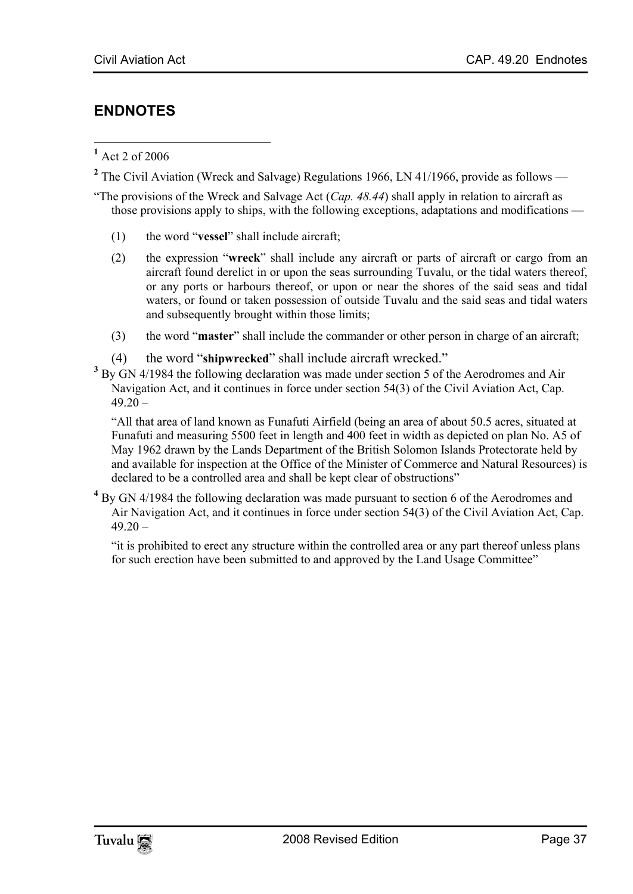## ENDNOTES

[1] Act 2 of 2006

[2] The Civil Aviation (Wreck and Salvage) Regulations 1966, LN 41/1966, provide as follows —

"The provisions of the Wreck and Salvage Act (*Cap. 48.44*) shall apply in relation to aircraft as those provisions apply to ships, with the following exceptions, adaptations and modifications —

(1) the word "**vessel**" shall include aircraft;

(2) the expression "**wreck**" shall include any aircraft or parts of aircraft or cargo from an aircraft found derelict in or upon the seas surrounding Tuvalu, or the tidal waters thereof, or any ports or harbours thereof, or upon or near the shores of the said seas and tidal waters, or found or taken possession of outside Tuvalu and the said seas and tidal waters and subsequently brought within those limits;

(3) the word "**master**" shall include the commander or other person in charge of an aircraft;

(4) the word "**shipwrecked**" shall include aircraft wrecked."

[3] By GN 4/1984 the following declaration was made under section 5 of the Aerodromes and Air Navigation Act, and it continues in force under section 54(3) of the Civil Aviation Act, Cap. 49.20 –

"All that area of land known as Funafuti Airfield (being an area of about 50.5 acres, situated at Funafuti and measuring 5500 feet in length and 400 feet in width as depicted on plan No. A5 of May 1962 drawn by the Lands Department of the British Solomon Islands Protectorate held by and available for inspection at the Office of the Minister of Commerce and Natural Resources) is declared to be a controlled area and shall be kept clear of obstructions"

[4] By GN 4/1984 the following declaration was made pursuant to section 6 of the Aerodromes and Air Navigation Act, and it continues in force under section 54(3) of the Civil Aviation Act, Cap. 49.20 –

"it is prohibited to erect any structure within the controlled area or any part thereof unless plans for such erection have been submitted to and approved by the Land Usage Committee"